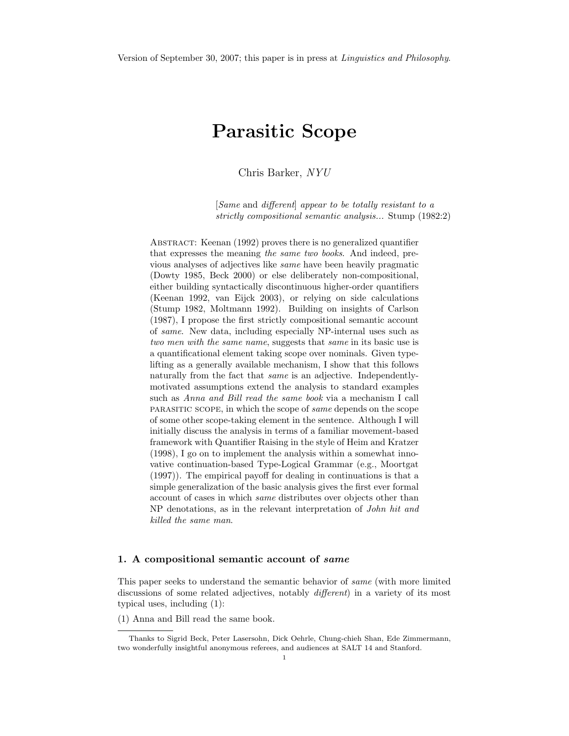Version of September 30, 2007; this paper is in press at *Linguistics and Philosophy*.

# Parasitic Scope

Chris Barker, *NYU*

> [*Same* and *different*] *appear to be totally resistant to a strictly compositional semantic analysis...* Stump (1982:2)

ABSTRACT: Keenan (1992) proves there is no generalized quantifier that expresses the meaning *the same two books*. And indeed, previous analyses of adjectives like *same* have been heavily pragmatic (Dowty 1985, Beck 2000) or else deliberately non-compositional, either building syntactically discontinuous higher-order quantifiers (Keenan 1992, van Eijck 2003), or relying on side calculations (Stump 1982, Moltmann 1992). Building on insights of Carlson (1987), I propose the first strictly compositional semantic account of *same*. New data, including especially NP-internal uses such as *two men with the same name*, suggests that *same* in its basic use is a quantificational element taking scope over nominals. Given type-lifting as a generally available mechanism, I show that this follows naturally from the fact that *same* is an adjective. Independently-motivated assumptions extend the analysis to standard examples such as *Anna and Bill read the same book* via a mechanism I call PARASITIC SCOPE, in which the scope of *same* depends on the scope of some other scope-taking element in the sentence. Although I will initially discuss the analysis in terms of a familiar movement-based framework with Quantifier Raising in the style of Heim and Kratzer (1998), I go on to implement the analysis within a somewhat innovative continuation-based Type-Logical Grammar (e.g., Moortgat (1997)). The empirical payoff for dealing in continuations is that a simple generalization of the basic analysis gives the first ever formal account of cases in which *same* distributes over objects other than NP denotations, as in the relevant interpretation of *John hit and killed the same man*.

## 1. A compositional semantic account of *same*

This paper seeks to understand the semantic behavior of *same* (with more limited discussions of some related adjectives, notably *different*) in a variety of its most typical uses, including (1):

(1) Anna and Bill read the same book.

Thanks to Sigrid Beck, Peter Lasersohn, Dick Oehrle, Chung-chieh Shan, Ede Zimmermann, two wonderfully insightful anonymous referees, and audiences at SALT 14 and Stanford.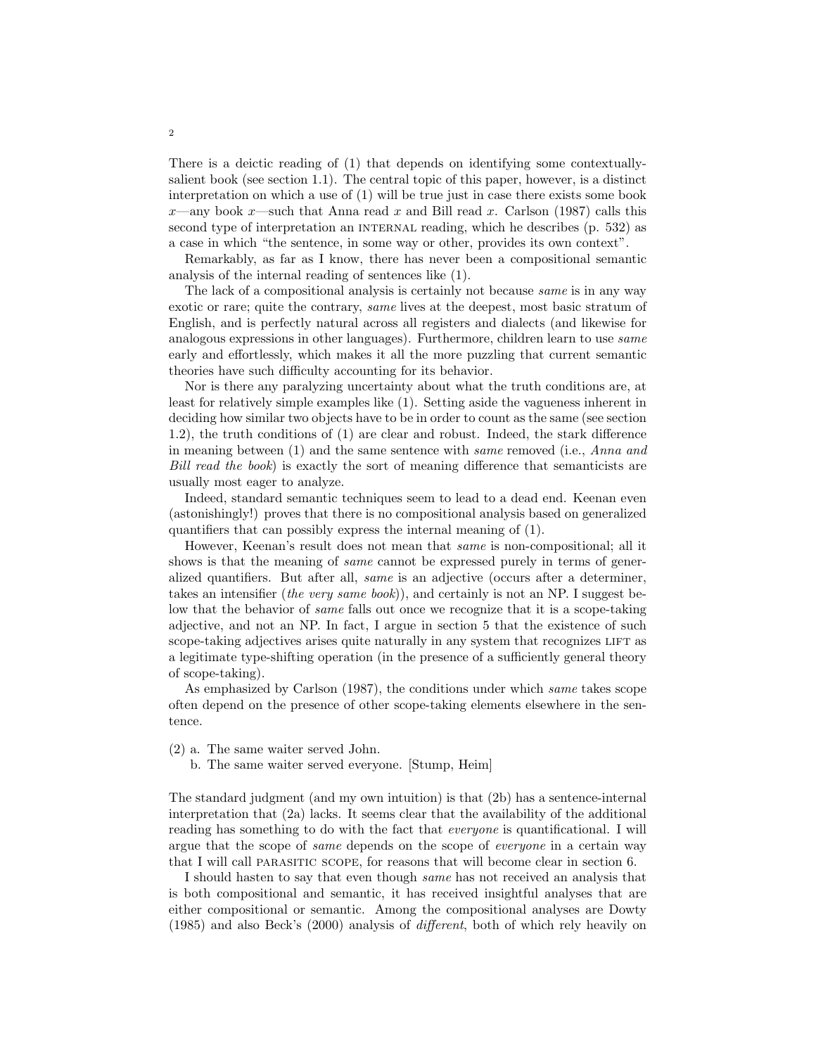There is a deictic reading of (1) that depends on identifying some contextually-salient book (see section 1.1). The central topic of this paper, however, is a distinct interpretation on which a use of (1) will be true just in case there exists some book $x$—any book $x$—such that Anna read $x$ and Bill read $x$. Carlson (1987) calls this second type of interpretation an INTERNAL reading, which he describes (p. 532) as a case in which "the sentence, in some way or other, provides its own context".

Remarkably, as far as I know, there has never been a compositional semantic analysis of the internal reading of sentences like (1).

The lack of a compositional analysis is certainly not because *same* is in any way exotic or rare; quite the contrary, *same* lives at the deepest, most basic stratum of English, and is perfectly natural across all registers and dialects (and likewise for analogous expressions in other languages). Furthermore, children learn to use *same* early and effortlessly, which makes it all the more puzzling that current semantic theories have such difficulty accounting for its behavior.

Nor is there any paralyzing uncertainty about what the truth conditions are, at least for relatively simple examples like (1). Setting aside the vagueness inherent in deciding how similar two objects have to be in order to count as the same (see section 1.2), the truth conditions of (1) are clear and robust. Indeed, the stark difference in meaning between (1) and the same sentence with *same* removed (i.e., *Anna and Bill read the book*) is exactly the sort of meaning difference that semanticists are usually most eager to analyze.

Indeed, standard semantic techniques seem to lead to a dead end. Keenan even (astonishingly!) proves that there is no compositional analysis based on generalized quantifiers that can possibly express the internal meaning of (1).

However, Keenan's result does not mean that *same* is non-compositional; all it shows is that the meaning of *same* cannot be expressed purely in terms of generalized quantifiers. But after all, *same* is an adjective (occurs after a determiner, takes an intensifier (*the very same book*)), and certainly is not an NP. I suggest below that the behavior of *same* falls out once we recognize that it is a scope-taking adjective, and not an NP. In fact, I argue in section 5 that the existence of such scope-taking adjectives arises quite naturally in any system that recognizes LIFT as a legitimate type-shifting operation (in the presence of a sufficiently general theory of scope-taking).

As emphasized by Carlson (1987), the conditions under which *same* takes scope often depend on the presence of other scope-taking elements elsewhere in the sentence.

(2) a. The same waiter served John.
    b. The same waiter served everyone. [Stump, Heim]

The standard judgment (and my own intuition) is that (2b) has a sentence-internal interpretation that (2a) lacks. It seems clear that the availability of the additional reading has something to do with the fact that *everyone* is quantificational. I will argue that the scope of *same* depends on the scope of *everyone* in a certain way that I will call PARASITIC SCOPE, for reasons that will become clear in section 6.

I should hasten to say that even though *same* has not received an analysis that is both compositional and semantic, it has received insightful analyses that are either compositional or semantic. Among the compositional analyses are Dowty (1985) and also Beck's (2000) analysis of *different*, both of which rely heavily on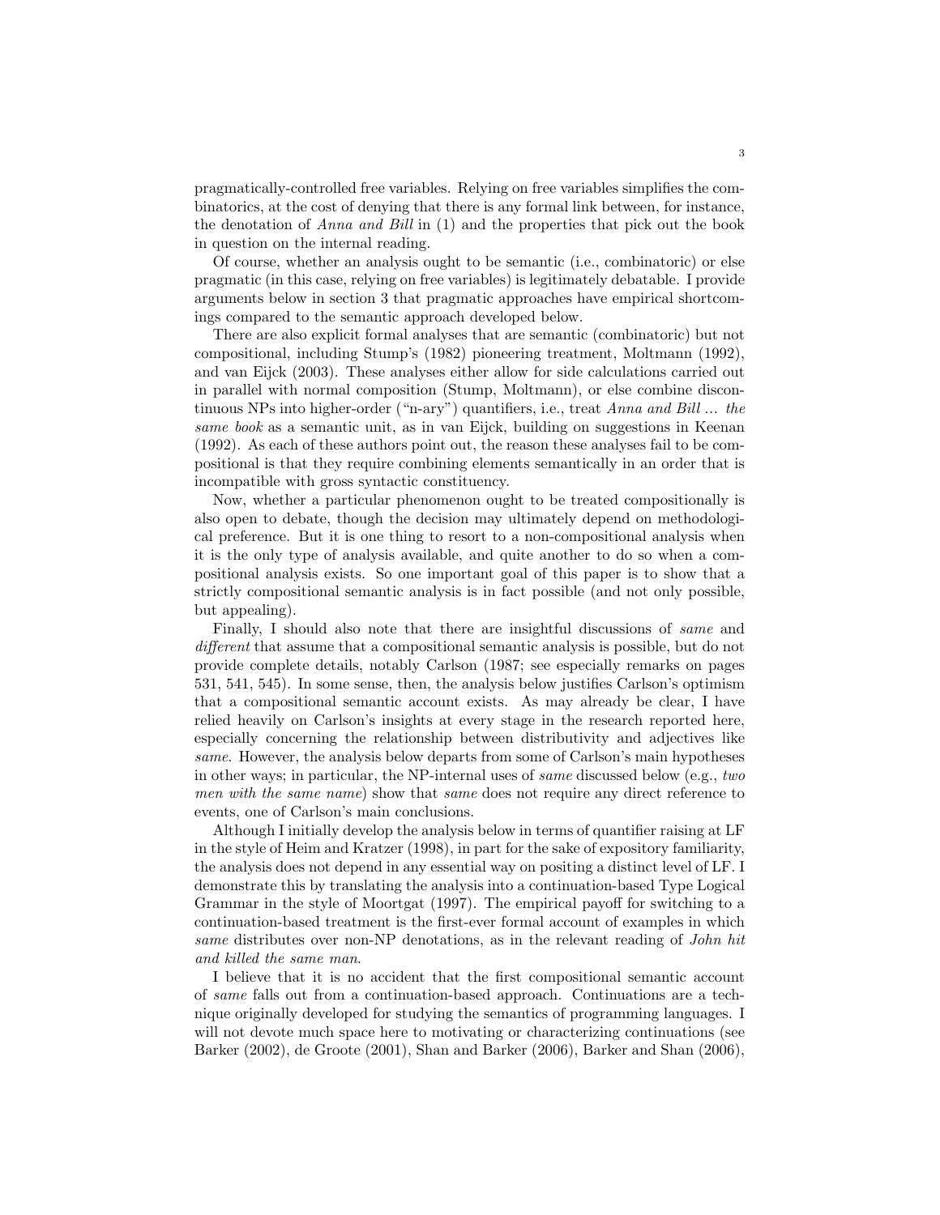pragmatically-controlled free variables. Relying on free variables simplifies the combinatorics, at the cost of denying that there is any formal link between, for instance, the denotation of *Anna and Bill* in (1) and the properties that pick out the book in question on the internal reading.

Of course, whether an analysis ought to be semantic (i.e., combinatoric) or else pragmatic (in this case, relying on free variables) is legitimately debatable. I provide arguments below in section 3 that pragmatic approaches have empirical shortcomings compared to the semantic approach developed below.

There are also explicit formal analyses that are semantic (combinatoric) but not compositional, including Stump's (1982) pioneering treatment, Moltmann (1992), and van Eijck (2003). These analyses either allow for side calculations carried out in parallel with normal composition (Stump, Moltmann), or else combine discontinuous NPs into higher-order ("n-ary") quantifiers, i.e., treat *Anna and Bill ... the same book* as a semantic unit, as in van Eijck, building on suggestions in Keenan (1992). As each of these authors point out, the reason these analyses fail to be compositional is that they require combining elements semantically in an order that is incompatible with gross syntactic constituency.

Now, whether a particular phenomenon ought to be treated compositionally is also open to debate, though the decision may ultimately depend on methodological preference. But it is one thing to resort to a non-compositional analysis when it is the only type of analysis available, and quite another to do so when a compositional analysis exists. So one important goal of this paper is to show that a strictly compositional semantic analysis is in fact possible (and not only possible, but appealing).

Finally, I should also note that there are insightful discussions of *same* and *different* that assume that a compositional semantic analysis is possible, but do not provide complete details, notably Carlson (1987; see especially remarks on pages 531, 541, 545). In some sense, then, the analysis below justifies Carlson's optimism that a compositional semantic account exists. As may already be clear, I have relied heavily on Carlson's insights at every stage in the research reported here, especially concerning the relationship between distributivity and adjectives like *same*. However, the analysis below departs from some of Carlson's main hypotheses in other ways; in particular, the NP-internal uses of *same* discussed below (e.g., *two men with the same name*) show that *same* does not require any direct reference to events, one of Carlson's main conclusions.

Although I initially develop the analysis below in terms of quantifier raising at LF in the style of Heim and Kratzer (1998), in part for the sake of expository familiarity, the analysis does not depend in any essential way on positing a distinct level of LF. I demonstrate this by translating the analysis into a continuation-based Type Logical Grammar in the style of Moortgat (1997). The empirical payoff for switching to a continuation-based treatment is the first-ever formal account of examples in which *same* distributes over non-NP denotations, as in the relevant reading of *John hit and killed the same man*.

I believe that it is no accident that the first compositional semantic account of *same* falls out from a continuation-based approach. Continuations are a technique originally developed for studying the semantics of programming languages. I will not devote much space here to motivating or characterizing continuations (see Barker (2002), de Groote (2001), Shan and Barker (2006), Barker and Shan (2006),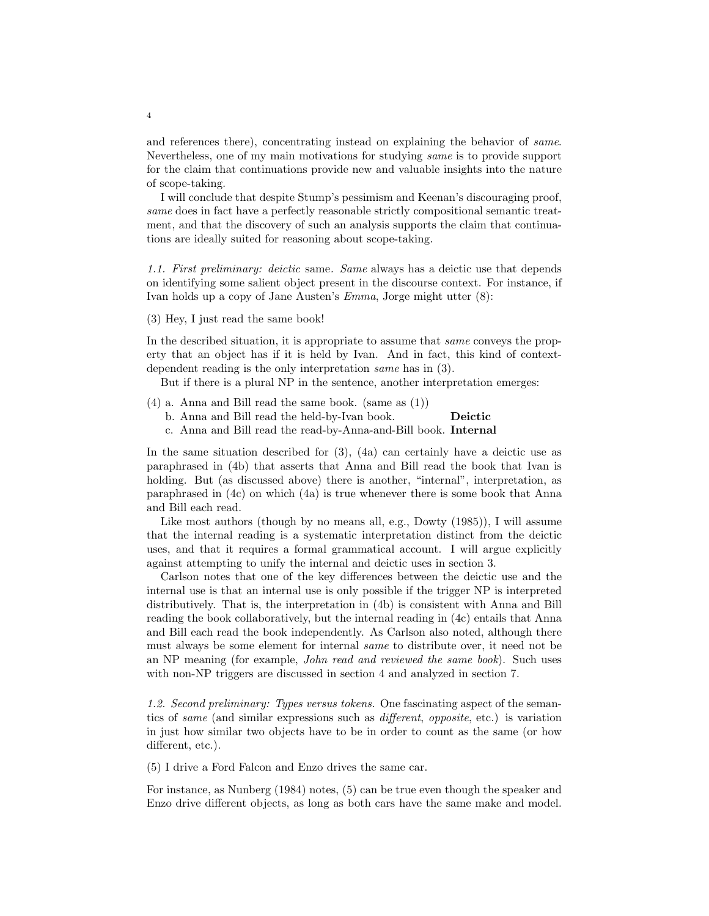and references there), concentrating instead on explaining the behavior of *same*. Nevertheless, one of my main motivations for studying *same* is to provide support for the claim that continuations provide new and valuable insights into the nature of scope-taking.

I will conclude that despite Stump's pessimism and Keenan's discouraging proof, *same* does in fact have a perfectly reasonable strictly compositional semantic treatment, and that the discovery of such an analysis supports the claim that continuations are ideally suited for reasoning about scope-taking.

*1.1. First preliminary: deictic* same. *Same* always has a deictic use that depends on identifying some salient object present in the discourse context. For instance, if Ivan holds up a copy of Jane Austen's *Emma*, Jorge might utter (8):

(3) Hey, I just read the same book!

In the described situation, it is appropriate to assume that *same* conveys the property that an object has if it is held by Ivan. And in fact, this kind of context-dependent reading is the only interpretation *same* has in (3).

But if there is a plural NP in the sentence, another interpretation emerges:

(4) a. Anna and Bill read the same book. (same as (1))
   b. Anna and Bill read the held-by-Ivan book. **Deictic**
   c. Anna and Bill read the read-by-Anna-and-Bill book. **Internal**

In the same situation described for (3), (4a) can certainly have a deictic use as paraphrased in (4b) that asserts that Anna and Bill read the book that Ivan is holding. But (as discussed above) there is another, "internal", interpretation, as paraphrased in (4c) on which (4a) is true whenever there is some book that Anna and Bill each read.

Like most authors (though by no means all, e.g., Dowty (1985)), I will assume that the internal reading is a systematic interpretation distinct from the deictic uses, and that it requires a formal grammatical account. I will argue explicitly against attempting to unify the internal and deictic uses in section 3.

Carlson notes that one of the key differences between the deictic use and the internal use is that an internal use is only possible if the trigger NP is interpreted distributively. That is, the interpretation in (4b) is consistent with Anna and Bill reading the book collaboratively, but the internal reading in (4c) entails that Anna and Bill each read the book independently. As Carlson also noted, although there must always be some element for internal *same* to distribute over, it need not be an NP meaning (for example, *John read and reviewed the same book*). Such uses with non-NP triggers are discussed in section 4 and analyzed in section 7.

*1.2. Second preliminary: Types versus tokens.* One fascinating aspect of the semantics of *same* (and similar expressions such as *different*, *opposite*, etc.) is variation in just how similar two objects have to be in order to count as the same (or how different, etc.).

(5) I drive a Ford Falcon and Enzo drives the same car.

For instance, as Nunberg (1984) notes, (5) can be true even though the speaker and Enzo drive different objects, as long as both cars have the same make and model.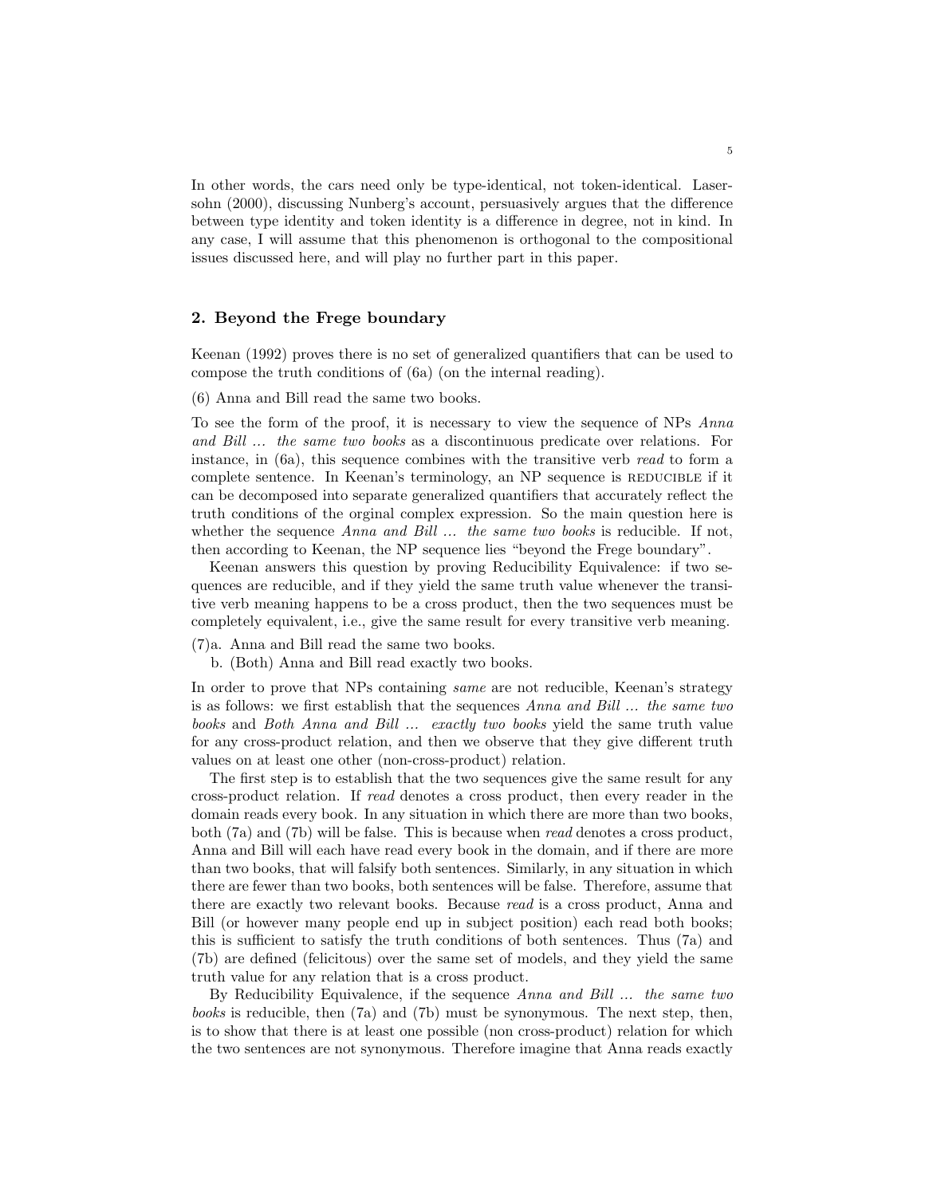In other words, the cars need only be type-identical, not token-identical. Lasersohn (2000), discussing Nunberg's account, persuasively argues that the difference between type identity and token identity is a difference in degree, not in kind. In any case, I will assume that this phenomenon is orthogonal to the compositional issues discussed here, and will play no further part in this paper.

## 2. Beyond the Frege boundary

Keenan (1992) proves there is no set of generalized quantifiers that can be used to compose the truth conditions of (6a) (on the internal reading).

(6) Anna and Bill read the same two books.

To see the form of the proof, it is necessary to view the sequence of NPs *Anna and Bill ... the same two books* as a discontinuous predicate over relations. For instance, in (6a), this sequence combines with the transitive verb *read* to form a complete sentence. In Keenan's terminology, an NP sequence is REDUCIBLE if it can be decomposed into separate generalized quantifiers that accurately reflect the truth conditions of the orginal complex expression. So the main question here is whether the sequence *Anna and Bill ... the same two books* is reducible. If not, then according to Keenan, the NP sequence lies "beyond the Frege boundary".

Keenan answers this question by proving Reducibility Equivalence: if two sequences are reducible, and if they yield the same truth value whenever the transitive verb meaning happens to be a cross product, then the two sequences must be completely equivalent, i.e., give the same result for every transitive verb meaning.

(7)a. Anna and Bill read the same two books.

b. (Both) Anna and Bill read exactly two books.

In order to prove that NPs containing *same* are not reducible, Keenan's strategy is as follows: we first establish that the sequences *Anna and Bill ... the same two books* and *Both Anna and Bill ... exactly two books* yield the same truth value for any cross-product relation, and then we observe that they give different truth values on at least one other (non-cross-product) relation.

The first step is to establish that the two sequences give the same result for any cross-product relation. If *read* denotes a cross product, then every reader in the domain reads every book. In any situation in which there are more than two books, both (7a) and (7b) will be false. This is because when *read* denotes a cross product, Anna and Bill will each have read every book in the domain, and if there are more than two books, that will falsify both sentences. Similarly, in any situation in which there are fewer than two books, both sentences will be false. Therefore, assume that there are exactly two relevant books. Because *read* is a cross product, Anna and Bill (or however many people end up in subject position) each read both books; this is sufficient to satisfy the truth conditions of both sentences. Thus (7a) and (7b) are defined (felicitous) over the same set of models, and they yield the same truth value for any relation that is a cross product.

By Reducibility Equivalence, if the sequence *Anna and Bill ... the same two books* is reducible, then (7a) and (7b) must be synonymous. The next step, then, is to show that there is at least one possible (non cross-product) relation for which the two sentences are not synonymous. Therefore imagine that Anna reads exactly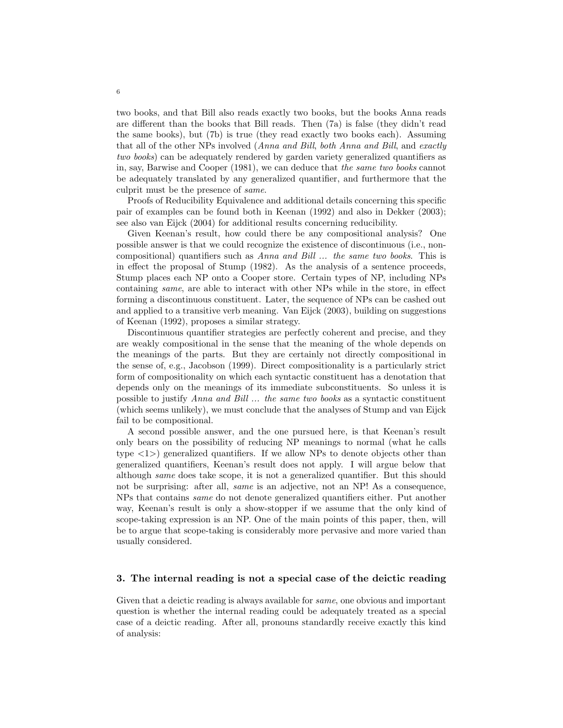two books, and that Bill also reads exactly two books, but the books Anna reads are different than the books that Bill reads. Then (7a) is false (they didn't read the same books), but (7b) is true (they read exactly two books each). Assuming that all of the other NPs involved (*Anna and Bill*, *both Anna and Bill*, and *exactly two books*) can be adequately rendered by garden variety generalized quantifiers as in, say, Barwise and Cooper (1981), we can deduce that *the same two books* cannot be adequately translated by any generalized quantifier, and furthermore that the culprit must be the presence of *same*.

Proofs of Reducibility Equivalence and additional details concerning this specific pair of examples can be found both in Keenan (1992) and also in Dekker (2003); see also van Eijck (2004) for additional results concerning reducibility.

Given Keenan's result, how could there be any compositional analysis? One possible answer is that we could recognize the existence of discontinuous (i.e., non-compositional) quantifiers such as *Anna and Bill ... the same two books*. This is in effect the proposal of Stump (1982). As the analysis of a sentence proceeds, Stump places each NP onto a Cooper store. Certain types of NP, including NPs containing *same*, are able to interact with other NPs while in the store, in effect forming a discontinuous constituent. Later, the sequence of NPs can be cashed out and applied to a transitive verb meaning. Van Eijck (2003), building on suggestions of Keenan (1992), proposes a similar strategy.

Discontinuous quantifier strategies are perfectly coherent and precise, and they are weakly compositional in the sense that the meaning of the whole depends on the meanings of the parts. But they are certainly not directly compositional in the sense of, e.g., Jacobson (1999). Direct compositionality is a particularly strict form of compositionality on which each syntactic constituent has a denotation that depends only on the meanings of its immediate subconstituents. So unless it is possible to justify *Anna and Bill ... the same two books* as a syntactic constituent (which seems unlikely), we must conclude that the analyses of Stump and van Eijck fail to be compositional.

A second possible answer, and the one pursued here, is that Keenan's result only bears on the possibility of reducing NP meanings to normal (what he calls type <1>) generalized quantifiers. If we allow NPs to denote objects other than generalized quantifiers, Keenan's result does not apply. I will argue below that although *same* does take scope, it is not a generalized quantifier. But this should not be surprising: after all, *same* is an adjective, not an NP! As a consequence, NPs that contains *same* do not denote generalized quantifiers either. Put another way, Keenan's result is only a show-stopper if we assume that the only kind of scope-taking expression is an NP. One of the main points of this paper, then, will be to argue that scope-taking is considerably more pervasive and more varied than usually considered.

## 3. The internal reading is not a special case of the deictic reading

Given that a deictic reading is always available for *same*, one obvious and important question is whether the internal reading could be adequately treated as a special case of a deictic reading. After all, pronouns standardly receive exactly this kind of analysis: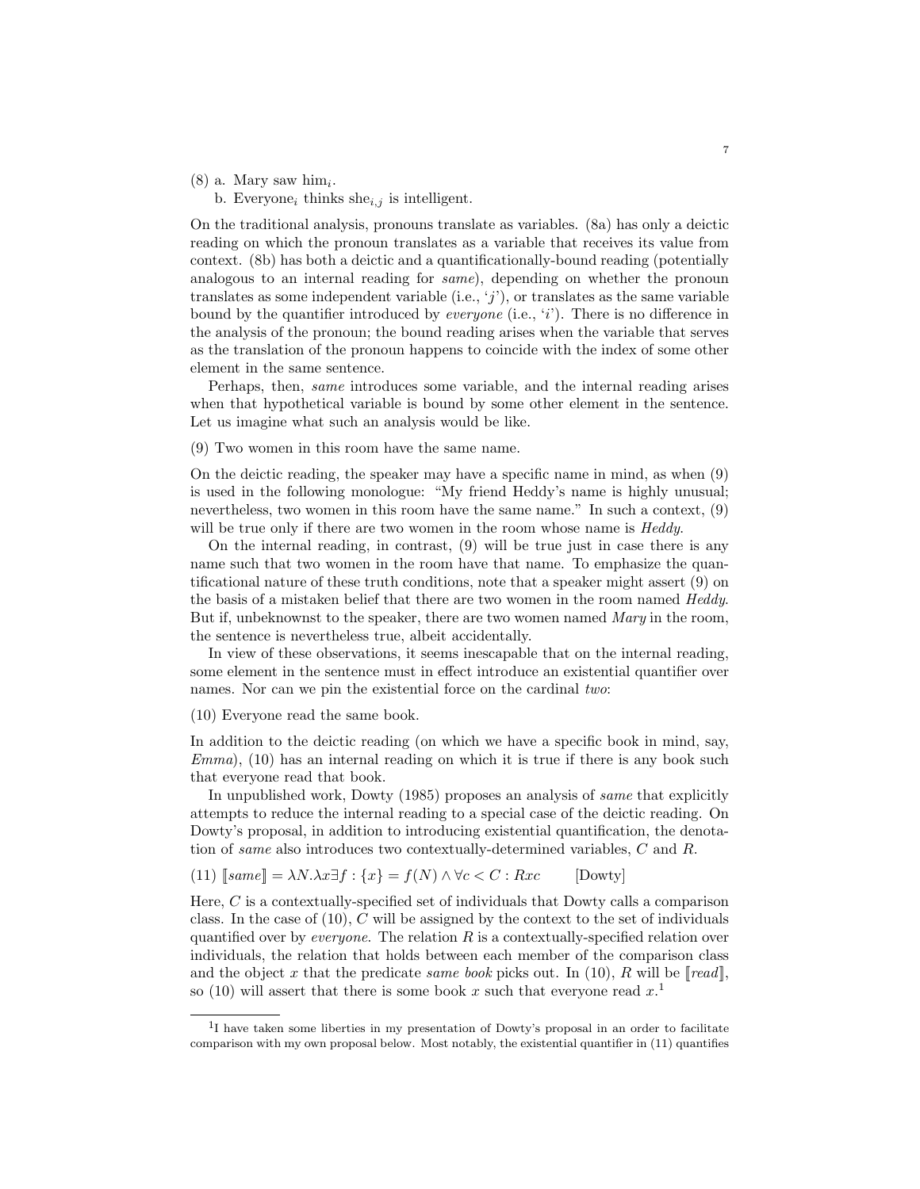(8) a. Mary saw him$_i$.

b. Everyone$_i$ thinks she$_{i,j}$ is intelligent.

On the traditional analysis, pronouns translate as variables. (8a) has only a deictic reading on which the pronoun translates as a variable that receives its value from context. (8b) has both a deictic and a quantificationally-bound reading (potentially analogous to an internal reading for *same*), depending on whether the pronoun translates as some independent variable (i.e., '$j$'), or translates as the same variable bound by the quantifier introduced by *everyone* (i.e., '$i$'). There is no difference in the analysis of the pronoun; the bound reading arises when the variable that serves as the translation of the pronoun happens to coincide with the index of some other element in the same sentence.

Perhaps, then, *same* introduces some variable, and the internal reading arises when that hypothetical variable is bound by some other element in the sentence. Let us imagine what such an analysis would be like.

(9) Two women in this room have the same name.

On the deictic reading, the speaker may have a specific name in mind, as when (9) is used in the following monologue: "My friend Heddy's name is highly unusual; nevertheless, two women in this room have the same name." In such a context, (9) will be true only if there are two women in the room whose name is *Heddy*.

On the internal reading, in contrast, (9) will be true just in case there is any name such that two women in the room have that name. To emphasize the quantificational nature of these truth conditions, note that a speaker might assert (9) on the basis of a mistaken belief that there are two women in the room named *Heddy*. But if, unbeknownst to the speaker, there are two women named *Mary* in the room, the sentence is nevertheless true, albeit accidentally.

In view of these observations, it seems inescapable that on the internal reading, some element in the sentence must in effect introduce an existential quantifier over names. Nor can we pin the existential force on the cardinal *two*:

(10) Everyone read the same book.

In addition to the deictic reading (on which we have a specific book in mind, say, *Emma*), (10) has an internal reading on which it is true if there is any book such that everyone read that book.

In unpublished work, Dowty (1985) proposes an analysis of *same* that explicitly attempts to reduce the internal reading to a special case of the deictic reading. On Dowty's proposal, in addition to introducing existential quantification, the denotation of *same* also introduces two contextually-determined variables, $C$ and $R$.

(11) $[\![same]\!] = \lambda N.\lambda x \exists f : \{x\} = f(N) \wedge \forall c < C : Rxc$ [Dowty]

Here, $C$ is a contextually-specified set of individuals that Dowty calls a comparison class. In the case of (10), $C$ will be assigned by the context to the set of individuals quantified over by *everyone*. The relation $R$ is a contextually-specified relation over individuals, the relation that holds between each member of the comparison class and the object $x$ that the predicate *same book* picks out. In (10), $R$ will be $[\![read]\!]$, so (10) will assert that there is some book $x$ such that everyone read $x$.[1]

[1] I have taken some liberties in my presentation of Dowty's proposal in an order to facilitate comparison with my own proposal below. Most notably, the existential quantifier in (11) quantifies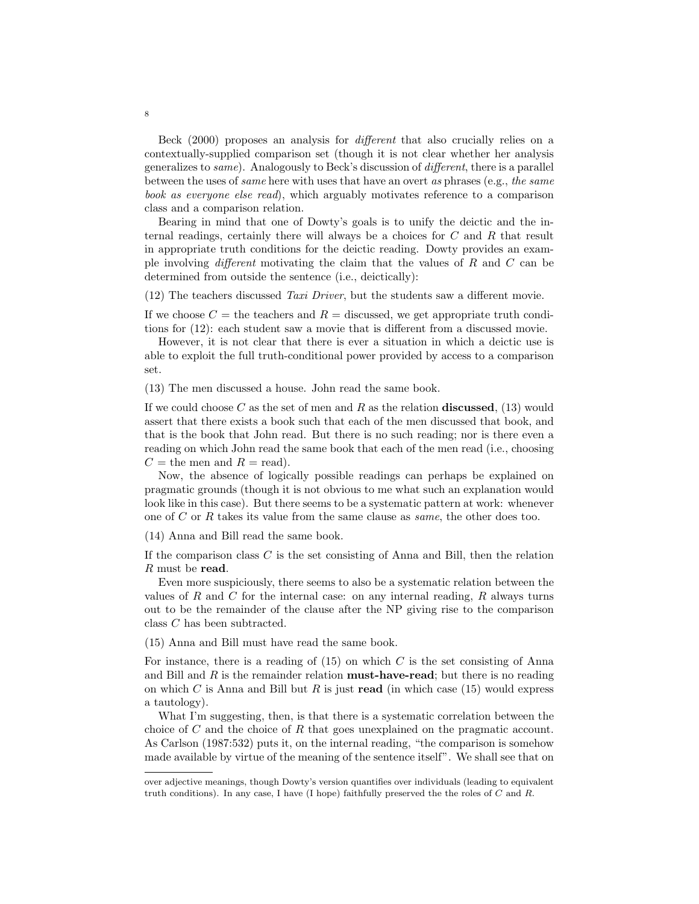Beck (2000) proposes an analysis for *different* that also crucially relies on a contextually-supplied comparison set (though it is not clear whether her analysis generalizes to *same*). Analogously to Beck's discussion of *different*, there is a parallel between the uses of *same* here with uses that have an overt *as* phrases (e.g., *the same book as everyone else read*), which arguably motivates reference to a comparison class and a comparison relation.

Bearing in mind that one of Dowty's goals is to unify the deictic and the internal readings, certainly there will always be a choices for $C$ and $R$ that result in appropriate truth conditions for the deictic reading. Dowty provides an example involving *different* motivating the claim that the values of $R$ and $C$ can be determined from outside the sentence (i.e., deictically):

(12) The teachers discussed *Taxi Driver*, but the students saw a different movie.

If we choose $C$ = the teachers and $R$ = discussed, we get appropriate truth conditions for (12): each student saw a movie that is different from a discussed movie.

However, it is not clear that there is ever a situation in which a deictic use is able to exploit the full truth-conditional power provided by access to a comparison set.

(13) The men discussed a house. John read the same book.

If we could choose $C$ as the set of men and $R$ as the relation **discussed**, (13) would assert that there exists a book such that each of the men discussed that book, and that is the book that John read. But there is no such reading; nor is there even a reading on which John read the same book that each of the men read (i.e., choosing $C$ = the men and $R$ = read).

Now, the absence of logically possible readings can perhaps be explained on pragmatic grounds (though it is not obvious to me what such an explanation would look like in this case). But there seems to be a systematic pattern at work: whenever one of $C$ or $R$ takes its value from the same clause as *same*, the other does too.

(14) Anna and Bill read the same book.

If the comparison class $C$ is the set consisting of Anna and Bill, then the relation $R$ must be **read**.

Even more suspiciously, there seems to also be a systematic relation between the values of $R$ and $C$ for the internal case: on any internal reading, $R$ always turns out to be the remainder of the clause after the NP giving rise to the comparison class $C$ has been subtracted.

(15) Anna and Bill must have read the same book.

For instance, there is a reading of (15) on which $C$ is the set consisting of Anna and Bill and $R$ is the remainder relation **must-have-read**; but there is no reading on which $C$ is Anna and Bill but $R$ is just **read** (in which case (15) would express a tautology).

What I'm suggesting, then, is that there is a systematic correlation between the choice of $C$ and the choice of $R$ that goes unexplained on the pragmatic account. As Carlson (1987:532) puts it, on the internal reading, "the comparison is somehow made available by virtue of the meaning of the sentence itself". We shall see that on

---

over adjective meanings, though Dowty's version quantifies over individuals (leading to equivalent truth conditions). In any case, I have (I hope) faithfully preserved the the roles of $C$ and $R$.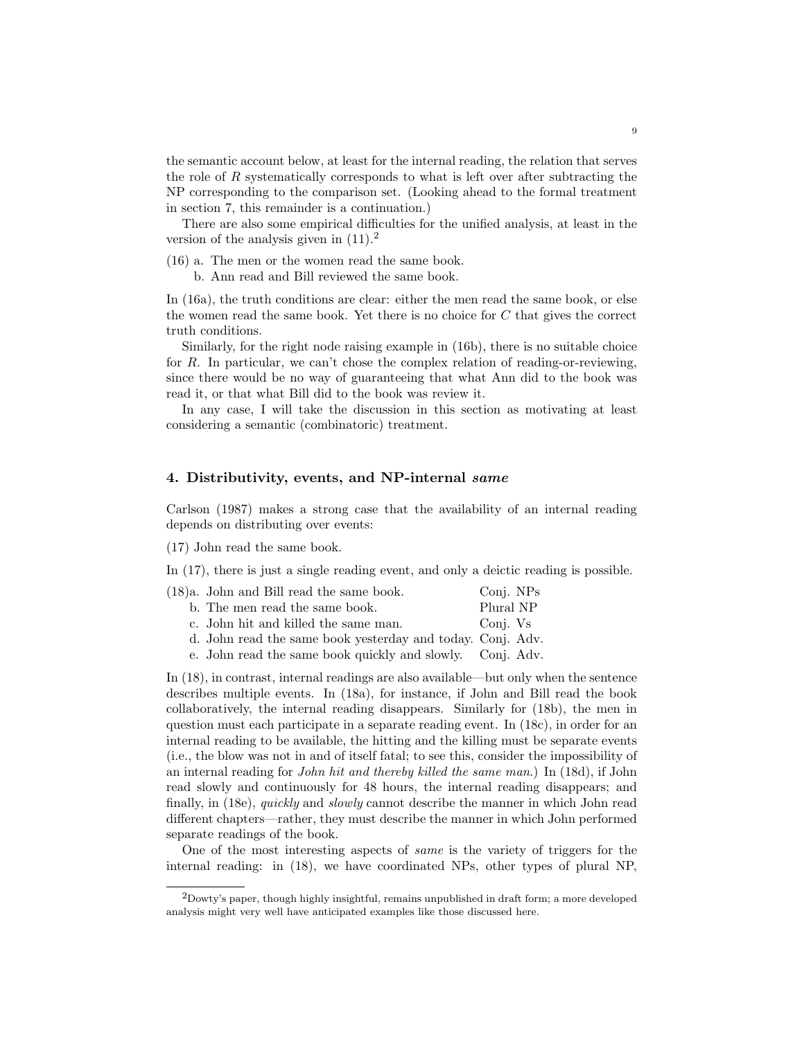the semantic account below, at least for the internal reading, the relation that serves the role of $R$ systematically corresponds to what is left over after subtracting the NP corresponding to the comparison set. (Looking ahead to the formal treatment in section 7, this remainder is a continuation.)

There are also some empirical difficulties for the unified analysis, at least in the version of the analysis given in (11).[2]

(16) a. The men or the women read the same book.
   b. Ann read and Bill reviewed the same book.

In (16a), the truth conditions are clear: either the men read the same book, or else the women read the same book. Yet there is no choice for $C$ that gives the correct truth conditions.

Similarly, for the right node raising example in (16b), there is no suitable choice for $R$. In particular, we can't chose the complex relation of reading-or-reviewing, since there would be no way of guaranteeing that what Ann did to the book was read it, or that what Bill did to the book was review it.

In any case, I will take the discussion in this section as motivating at least considering a semantic (combinatoric) treatment.

## 4. Distributivity, events, and NP-internal *same*

Carlson (1987) makes a strong case that the availability of an internal reading depends on distributing over events:

(17) John read the same book.

In (17), there is just a single reading event, and only a deictic reading is possible.

| | | |
|---|---|---|
| (18) a. | John and Bill read the same book. | Conj. NPs |
| b. | The men read the same book. | Plural NP |
| c. | John hit and killed the same man. | Conj. Vs |
| d. | John read the same book yesterday and today. | Conj. Adv. |
| e. | John read the same book quickly and slowly. | Conj. Adv. |

In (18), in contrast, internal readings are also available—but only when the sentence describes multiple events. In (18a), for instance, if John and Bill read the book collaboratively, the internal reading disappears. Similarly for (18b), the men in question must each participate in a separate reading event. In (18c), in order for an internal reading to be available, the hitting and the killing must be separate events (i.e., the blow was not in and of itself fatal; to see this, consider the impossibility of an internal reading for *John hit and thereby killed the same man.*) In (18d), if John read slowly and continuously for 48 hours, the internal reading disappears; and finally, in (18e), *quickly* and *slowly* cannot describe the manner in which John read different chapters—rather, they must describe the manner in which John performed separate readings of the book.

One of the most interesting aspects of *same* is the variety of triggers for the internal reading: in (18), we have coordinated NPs, other types of plural NP,

---

[2] Dowty's paper, though highly insightful, remains unpublished in draft form; a more developed analysis might very well have anticipated examples like those discussed here.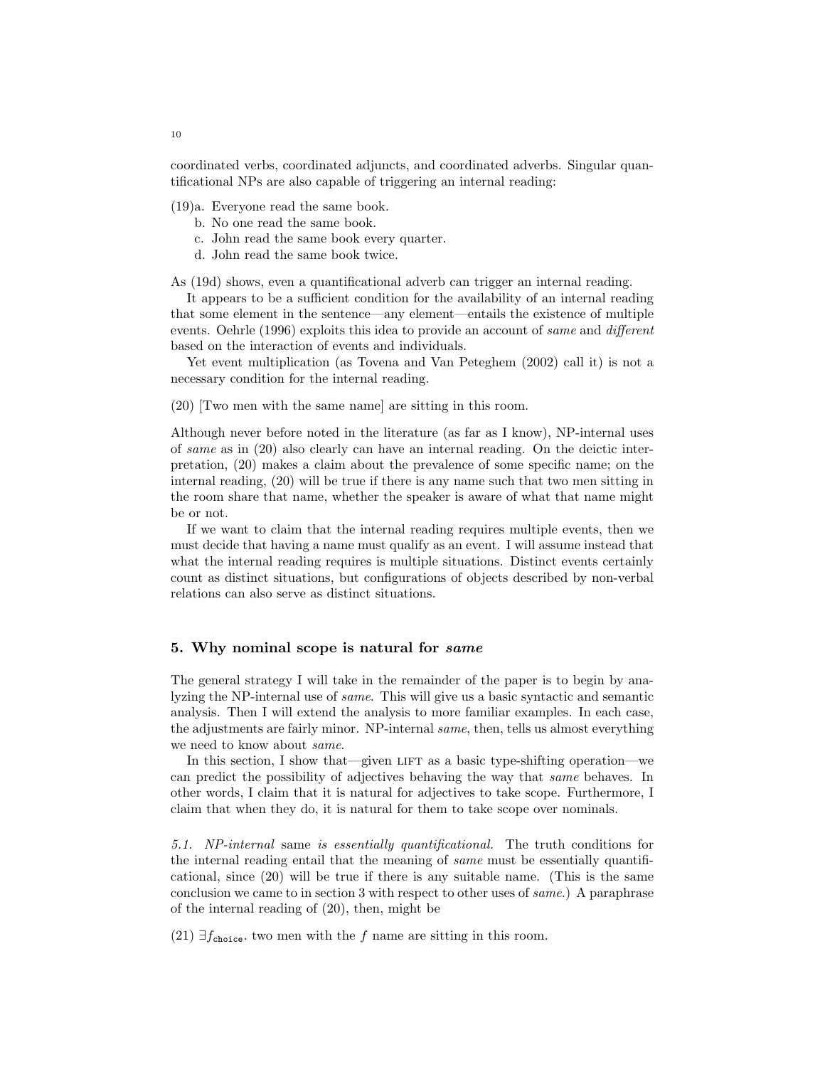coordinated verbs, coordinated adjuncts, and coordinated adverbs. Singular quantificational NPs are also capable of triggering an internal reading:

(19)a. Everyone read the same book.
  b. No one read the same book.
  c. John read the same book every quarter.
  d. John read the same book twice.

As (19d) shows, even a quantificational adverb can trigger an internal reading.

It appears to be a sufficient condition for the availability of an internal reading that some element in the sentence—any element—entails the existence of multiple events. Oehrle (1996) exploits this idea to provide an account of *same* and *different* based on the interaction of events and individuals.

Yet event multiplication (as Tovena and Van Peteghem (2002) call it) is not a necessary condition for the internal reading.

(20) [Two men with the same name] are sitting in this room.

Although never before noted in the literature (as far as I know), NP-internal uses of *same* as in (20) also clearly can have an internal reading. On the deictic interpretation, (20) makes a claim about the prevalence of some specific name; on the internal reading, (20) will be true if there is any name such that two men sitting in the room share that name, whether the speaker is aware of what that name might be or not.

If we want to claim that the internal reading requires multiple events, then we must decide that having a name must qualify as an event. I will assume instead that what the internal reading requires is multiple situations. Distinct events certainly count as distinct situations, but configurations of objects described by non-verbal relations can also serve as distinct situations.

## 5. Why nominal scope is natural for *same*

The general strategy I will take in the remainder of the paper is to begin by analyzing the NP-internal use of *same*. This will give us a basic syntactic and semantic analysis. Then I will extend the analysis to more familiar examples. In each case, the adjustments are fairly minor. NP-internal *same*, then, tells us almost everything we need to know about *same*.

In this section, I show that—given LIFT as a basic type-shifting operation—we can predict the possibility of adjectives behaving the way that *same* behaves. In other words, I claim that it is natural for adjectives to take scope. Furthermore, I claim that when they do, it is natural for them to take scope over nominals.

*5.1. NP-internal* same *is essentially quantificational.* The truth conditions for the internal reading entail that the meaning of *same* must be essentially quantificational, since (20) will be true if there is any suitable name. (This is the same conclusion we came to in section 3 with respect to other uses of *same*.) A paraphrase of the internal reading of (20), then, might be

(21) $\exists f_{\texttt{choice}}$. two men with the $f$ name are sitting in this room.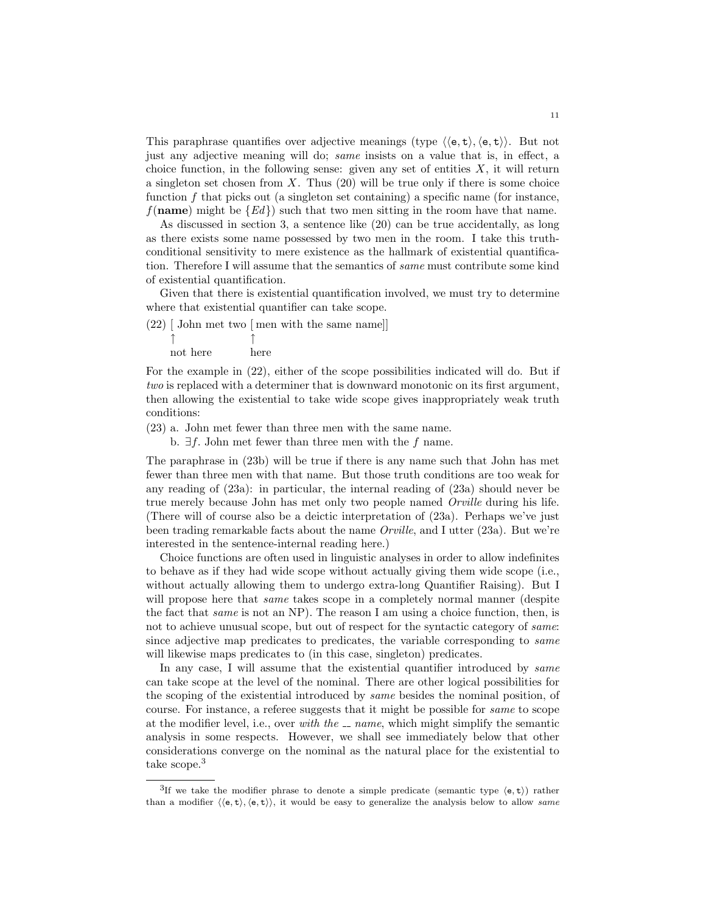This paraphrase quantifies over adjective meanings (type $\langle\langle \mathtt{e}, \mathtt{t}\rangle, \langle \mathtt{e}, \mathtt{t}\rangle\rangle$. But not just any adjective meaning will do; *same* insists on a value that is, in effect, a choice function, in the following sense: given any set of entities $X$, it will return a singleton set chosen from $X$. Thus (20) will be true only if there is some choice function $f$ that picks out (a singleton set containing) a specific name (for instance, $f(\textbf{name})$ might be $\{Ed\}$) such that two men sitting in the room have that name.

As discussed in section 3, a sentence like (20) can be true accidentally, as long as there exists some name possessed by two men in the room. I take this truth-conditional sensitivity to mere existence as the hallmark of existential quantification. Therefore I will assume that the semantics of *same* must contribute some kind of existential quantification.

Given that there is existential quantification involved, we must try to determine where that existential quantifier can take scope.

```
(22) [ John met two [ men with the same name]]
     ↑               ↑
     not here        here
```

For the example in (22), either of the scope possibilities indicated will do. But if *two* is replaced with a determiner that is downward monotonic on its first argument, then allowing the existential to take wide scope gives inappropriately weak truth conditions:

(23) a. John met fewer than three men with the same name.
   b. $\exists f$. John met fewer than three men with the $f$ name.

The paraphrase in (23b) will be true if there is any name such that John has met fewer than three men with that name. But those truth conditions are too weak for any reading of (23a): in particular, the internal reading of (23a) should never be true merely because John has met only two people named *Orville* during his life. (There will of course also be a deictic interpretation of (23a). Perhaps we've just been trading remarkable facts about the name *Orville*, and I utter (23a). But we're interested in the sentence-internal reading here.)

Choice functions are often used in linguistic analyses in order to allow indefinites to behave as if they had wide scope without actually giving them wide scope (i.e., without actually allowing them to undergo extra-long Quantifier Raising). But I will propose here that *same* takes scope in a completely normal manner (despite the fact that *same* is not an NP). The reason I am using a choice function, then, is not to achieve unusual scope, but out of respect for the syntactic category of *same*: since adjective map predicates to predicates, the variable corresponding to *same* will likewise maps predicates to (in this case, singleton) predicates.

In any case, I will assume that the existential quantifier introduced by *same* can take scope at the level of the nominal. There are other logical possibilities for the scoping of the existential introduced by *same* besides the nominal position, of course. For instance, a referee suggests that it might be possible for *same* to scope at the modifier level, i.e., over *with the __ name*, which might simplify the semantic analysis in some respects. However, we shall see immediately below that other considerations converge on the nominal as the natural place for the existential to take scope.[3]

[3] If we take the modifier phrase to denote a simple predicate (semantic type $\langle \mathtt{e}, \mathtt{t}\rangle$) rather than a modifier $\langle\langle \mathtt{e}, \mathtt{t}\rangle, \langle \mathtt{e}, \mathtt{t}\rangle\rangle$, it would be easy to generalize the analysis below to allow *same*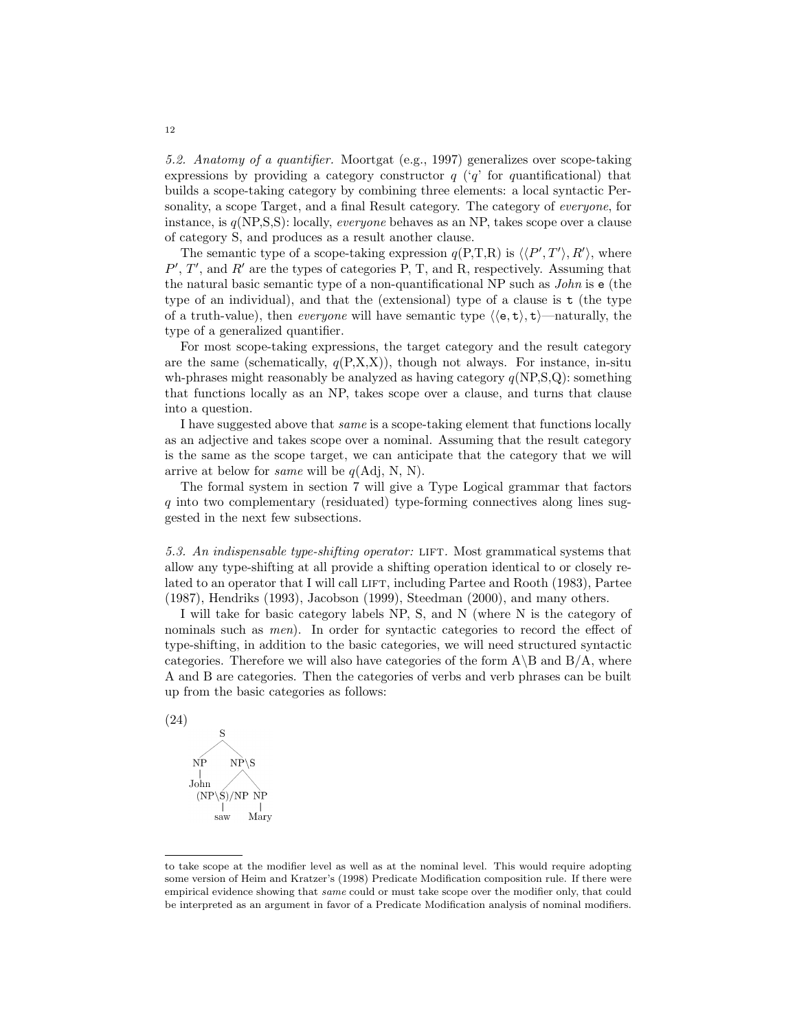*5.2. Anatomy of a quantifier.* Moortgat (e.g., 1997) generalizes over scope-taking expressions by providing a category constructor $q$ ('$q$' for *q*uantificational) that builds a scope-taking category by combining three elements: a local syntactic Personality, a scope Target, and a final Result category. The category of *everyone*, for instance, is $q$(NP,S,S): locally, *everyone* behaves as an NP, takes scope over a clause of category S, and produces as a result another clause.

The semantic type of a scope-taking expression $q$(P,T,R) is $\langle\langle P', T'\rangle, R'\rangle$, where $P'$, $T'$, and $R'$ are the types of categories P, T, and R, respectively. Assuming that the natural basic semantic type of a non-quantificational NP such as *John* is $\mathtt{e}$ (the type of an individual), and that the (extensional) type of a clause is $\mathtt{t}$ (the type of a truth-value), then *everyone* will have semantic type $\langle\langle \mathtt{e}, \mathtt{t}\rangle, \mathtt{t}\rangle$—naturally, the type of a generalized quantifier.

For most scope-taking expressions, the target category and the result category are the same (schematically, $q$(P,X,X)), though not always. For instance, in-situ wh-phrases might reasonably be analyzed as having category $q$(NP,S,Q): something that functions locally as an NP, takes scope over a clause, and turns that clause into a question.

I have suggested above that *same* is a scope-taking element that functions locally as an adjective and takes scope over a nominal. Assuming that the result category is the same as the scope target, we can anticipate that the category that we will arrive at below for *same* will be $q$(Adj, N, N).

The formal system in section 7 will give a Type Logical grammar that factors $q$ into two complementary (residuated) type-forming connectives along lines suggested in the next few subsections.

*5.3. An indispensable type-shifting operator:* LIFT. Most grammatical systems that allow any type-shifting at all provide a shifting operation identical to or closely related to an operator that I will call LIFT, including Partee and Rooth (1983), Partee (1987), Hendriks (1993), Jacobson (1999), Steedman (2000), and many others.

I will take for basic category labels NP, S, and N (where N is the category of nominals such as *men*). In order for syntactic categories to record the effect of type-shifting, in addition to the basic categories, we will need structured syntactic categories. Therefore we will also have categories of the form A\B and B/A, where A and B are categories. Then the categories of verbs and verb phrases can be built up from the basic categories as follows:

(24)

```
              S
           /     \
         NP      NP\S
         |       /    \
       John  (NP\S)/NP  NP
                 |       |
                saw     Mary
```

---

to take scope at the modifier level as well as at the nominal level. This would require adopting some version of Heim and Kratzer's (1998) Predicate Modification composition rule. If there were empirical evidence showing that *same* could or must take scope over the modifier only, that could be interpreted as an argument in favor of a Predicate Modification analysis of nominal modifiers.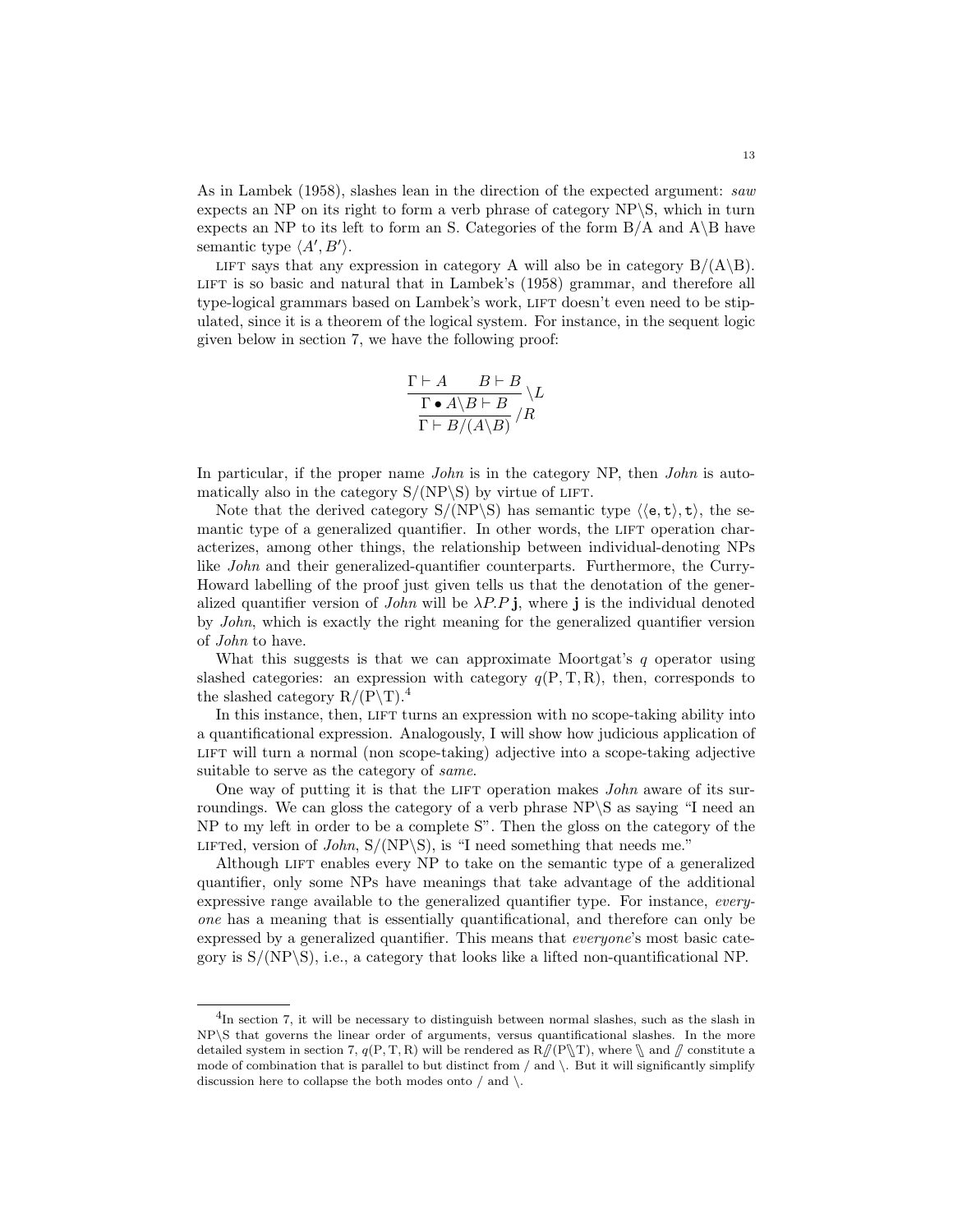As in Lambek (1958), slashes lean in the direction of the expected argument: *saw* expects an NP on its right to form a verb phrase of category NP\S, which in turn expects an NP to its left to form an S. Categories of the form B/A and A\B have semantic type $\langle A', B' \rangle$.

LIFT says that any expression in category A will also be in category B/(A\B). LIFT is so basic and natural that in Lambek's (1958) grammar, and therefore all type-logical grammars based on Lambek's work, LIFT doesn't even need to be stipulated, since it is a theorem of the logical system. For instance, in the sequent logic given below in section 7, we have the following proof:

$$\dfrac{\dfrac{\Gamma \vdash A \qquad B \vdash B}{\Gamma \bullet A\backslash B \vdash B}\backslash L}{\Gamma \vdash B/(A\backslash B)}/R$$

In particular, if the proper name *John* is in the category NP, then *John* is automatically also in the category S/(NP\S) by virtue of LIFT.

Note that the derived category S/(NP\S) has semantic type $\langle\langle \texttt{e}, \texttt{t}\rangle, \texttt{t}\rangle$, the semantic type of a generalized quantifier. In other words, the LIFT operation characterizes, among other things, the relationship between individual-denoting NPs like *John* and their generalized-quantifier counterparts. Furthermore, the Curry-Howard labelling of the proof just given tells us that the denotation of the generalized quantifier version of *John* will be $\lambda P.P\,\mathbf{j}$, where $\mathbf{j}$ is the individual denoted by *John*, which is exactly the right meaning for the generalized quantifier version of *John* to have.

What this suggests is that we can approximate Moortgat's $q$ operator using slashed categories: an expression with category $q(\mathrm{P}, \mathrm{T}, \mathrm{R})$, then, corresponds to the slashed category R/(P\T).[4]

In this instance, then, LIFT turns an expression with no scope-taking ability into a quantificational expression. Analogously, I will show how judicious application of LIFT will turn a normal (non scope-taking) adjective into a scope-taking adjective suitable to serve as the category of *same*.

One way of putting it is that the LIFT operation makes *John* aware of its surroundings. We can gloss the category of a verb phrase NP\S as saying "I need an NP to my left in order to be a complete S". Then the gloss on the category of the LIFTed, version of *John*, S/(NP\S), is "I need something that needs me."

Although LIFT enables every NP to take on the semantic type of a generalized quantifier, only some NPs have meanings that take advantage of the additional expressive range available to the generalized quantifier type. For instance, *everyone* has a meaning that is essentially quantificational, and therefore can only be expressed by a generalized quantifier. This means that *everyone*'s most basic category is S/(NP\S), i.e., a category that looks like a lifted non-quantificational NP.

---

[4] In section 7, it will be necessary to distinguish between normal slashes, such as the slash in NP\S that governs the linear order of arguments, versus quantificational slashes. In the more detailed system in section 7, $q(\mathrm{P}, \mathrm{T}, \mathrm{R})$ will be rendered as $\mathrm{R}/\!\!/(\mathrm{P}\backslash\!\!\backslash\mathrm{T})$, where $\backslash\!\!\backslash$ and $/\!\!/$ constitute a mode of combination that is parallel to but distinct from / and \. But it will significantly simplify discussion here to collapse the both modes onto / and \.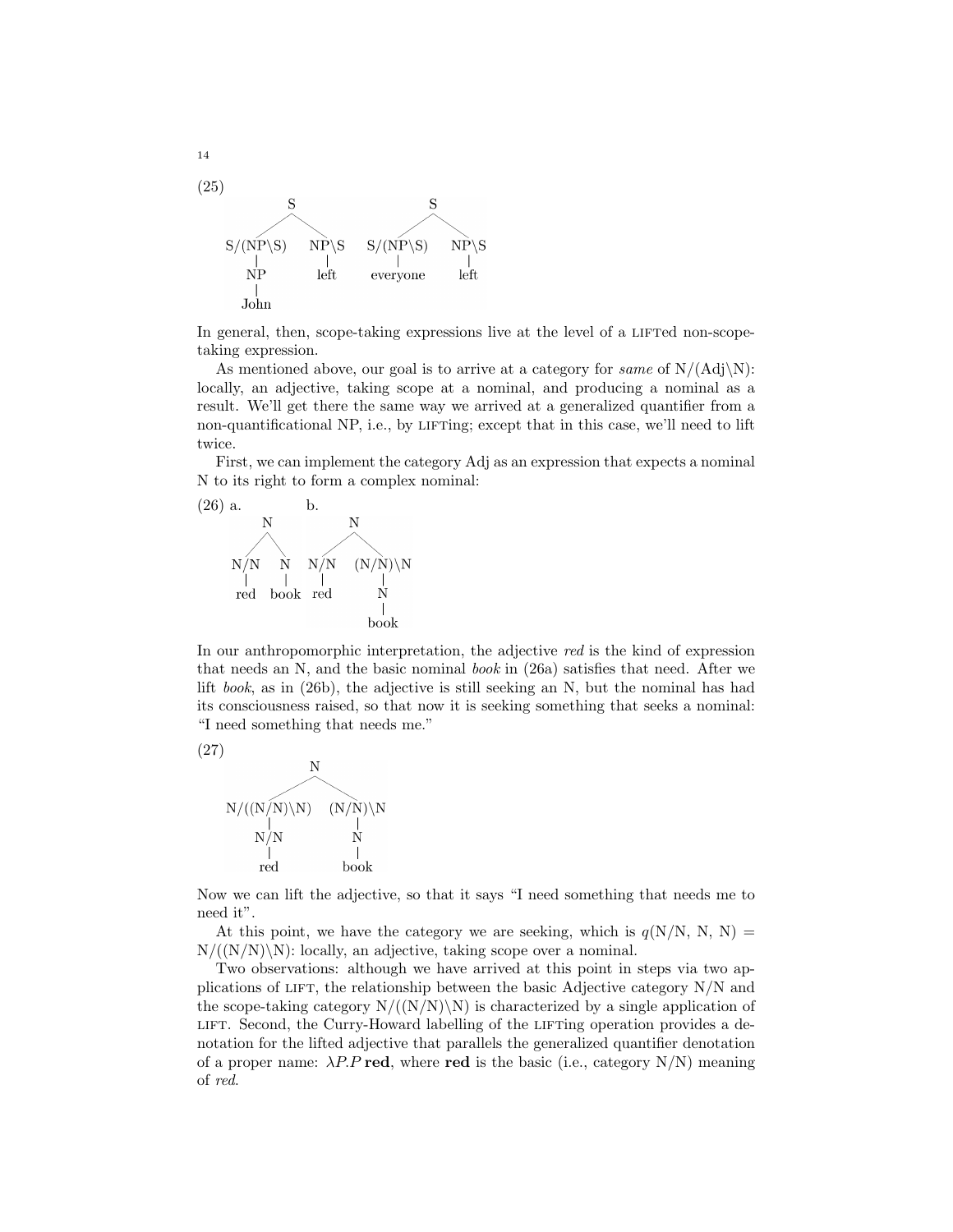(25)

```
        S                      S
       / \                    / \
S/(NP\S)  NP\S        S/(NP\S)   NP\S
   |       |              |        |
   NP     left        everyone   left
   |
  John
```

In general, then, scope-taking expressions live at the level of a LIFTed non-scope-taking expression.

As mentioned above, our goal is to arrive at a category for *same* of N/(Adj\N): locally, an adjective, taking scope at a nominal, and producing a nominal as a result. We'll get there the same way we arrived at a generalized quantifier from a non-quantificational NP, i.e., by LIFTing; except that in this case, we'll need to lift twice.

First, we can implement the category Adj as an expression that expects a nominal N to its right to form a complex nominal:

(26) a.

```
     N
    / \
 N/N   N
  |    |
 red  book
```

b.

```
     N
    / \
 N/N   (N/N)\N
  |       |
 red      N
          |
         book
```

In our anthropomorphic interpretation, the adjective *red* is the kind of expression that needs an N, and the basic nominal *book* in (26a) satisfies that need. After we lift *book*, as in (26b), the adjective is still seeking an N, but the nominal has had its consciousness raised, so that now it is seeking something that seeks a nominal: "I need something that needs me."

(27)

```
              N
             / \
N/((N/N)\N)     (N/N)\N
     |             |
    N/N            N
     |             |
    red           book
```

Now we can lift the adjective, so that it says "I need something that needs me to need it".

At this point, we have the category we are seeking, which is $q(\text{N/N, N, N}) = \text{N}/((\text{N/N})\backslash\text{N})$: locally, an adjective, taking scope over a nominal.

Two observations: although we have arrived at this point in steps via two applications of LIFT, the relationship between the basic Adjective category N/N and the scope-taking category N/((N/N)\N) is characterized by a single application of LIFT. Second, the Curry-Howard labelling of the LIFTing operation provides a denotation for the lifted adjective that parallels the generalized quantifier denotation of a proper name: $\lambda P.P\,\mathbf{red}$, where **red** is the basic (i.e., category N/N) meaning of *red*.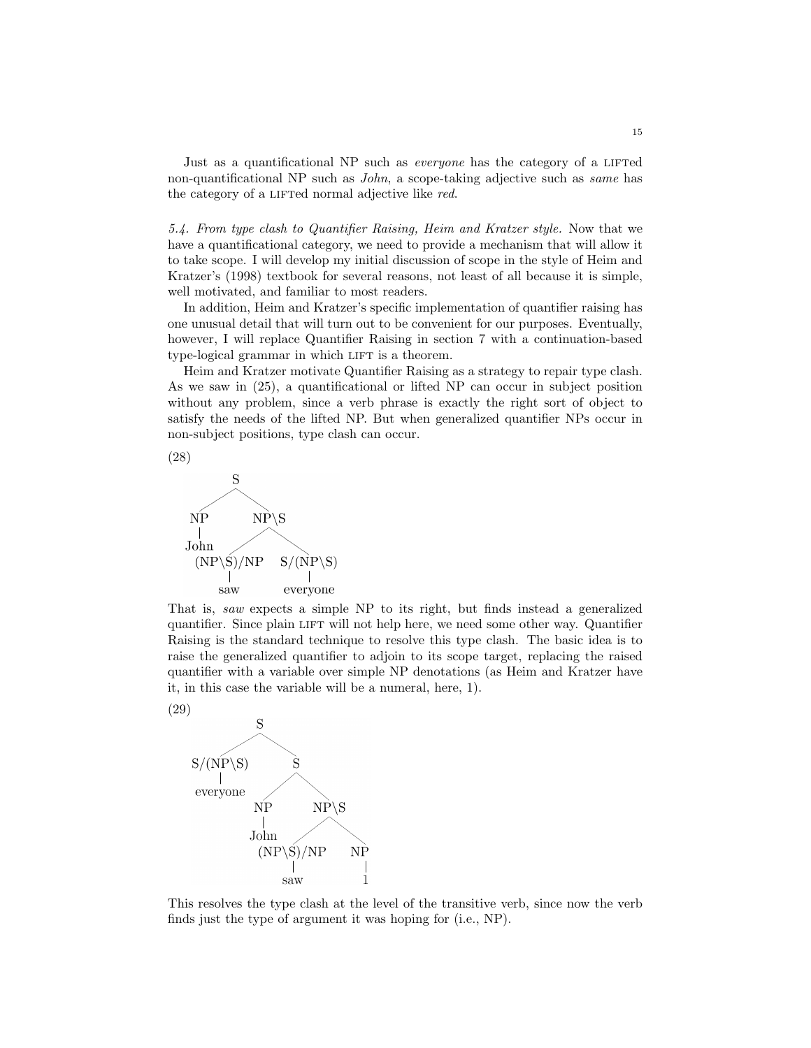Just as a quantificational NP such as *everyone* has the category of a LIFTed non-quantificational NP such as *John*, a scope-taking adjective such as *same* has the category of a LIFTed normal adjective like *red*.

*5.4. From type clash to Quantifier Raising, Heim and Kratzer style.* Now that we have a quantificational category, we need to provide a mechanism that will allow it to take scope. I will develop my initial discussion of scope in the style of Heim and Kratzer's (1998) textbook for several reasons, not least of all because it is simple, well motivated, and familiar to most readers.

In addition, Heim and Kratzer's specific implementation of quantifier raising has one unusual detail that will turn out to be convenient for our purposes. Eventually, however, I will replace Quantifier Raising in section 7 with a continuation-based type-logical grammar in which LIFT is a theorem.

Heim and Kratzer motivate Quantifier Raising as a strategy to repair type clash. As we saw in (25), a quantificational or lifted NP can occur in subject position without any problem, since a verb phrase is exactly the right sort of object to satisfy the needs of the lifted NP. But when generalized quantifier NPs occur in non-subject positions, type clash can occur.

(28)

```
        S
      /   \
    NP     NP\S
    |      /    \
  John (NP\S)/NP  S/(NP\S)
           |         |
          saw     everyone
```

That is, *saw* expects a simple NP to its right, but finds instead a generalized quantifier. Since plain LIFT will not help here, we need some other way. Quantifier Raising is the standard technique to resolve this type clash. The basic idea is to raise the generalized quantifier to adjoin to its scope target, replacing the raised quantifier with a variable over simple NP denotations (as Heim and Kratzer have it, in this case the variable will be a numeral, here, 1).

(29)

```
           S
        /     \
  S/(NP\S)      S
     |        /    \
  everyone   NP     NP\S
             |     /     \
           John (NP\S)/NP  NP
                   |        |
                  saw       1
```

This resolves the type clash at the level of the transitive verb, since now the verb finds just the type of argument it was hoping for (i.e., NP).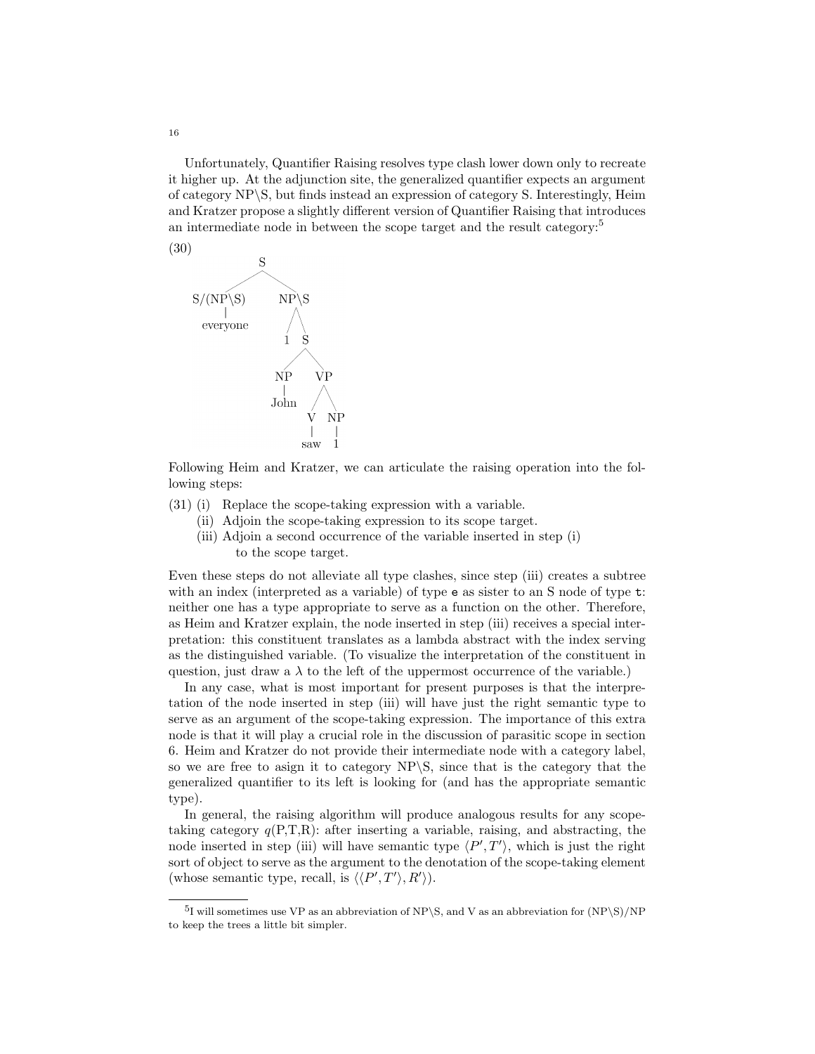Unfortunately, Quantifier Raising resolves type clash lower down only to recreate it higher up. At the adjunction site, the generalized quantifier expects an argument of category NP\S, but finds instead an expression of category S. Interestingly, Heim and Kratzer propose a slightly different version of Quantifier Raising that introduces an intermediate node in between the scope target and the result category:[5]

(30)

```
                S
              /   \
     S/(NP\S)      NP\S
        |          /  \
    everyone      1    S
                      / \
                    NP   VP
                    |   /  \
                  John  V   NP
                        |   |
                       saw  1
```

Following Heim and Kratzer, we can articulate the raising operation into the following steps:

(31) (i) Replace the scope-taking expression with a variable.
  (ii) Adjoin the scope-taking expression to its scope target.
  (iii) Adjoin a second occurrence of the variable inserted in step (i) to the scope target.

Even these steps do not alleviate all type clashes, since step (iii) creates a subtree with an index (interpreted as a variable) of type `e` as sister to an S node of type `t`: neither one has a type appropriate to serve as a function on the other. Therefore, as Heim and Kratzer explain, the node inserted in step (iii) receives a special interpretation: this constituent translates as a lambda abstract with the index serving as the distinguished variable. (To visualize the interpretation of the constituent in question, just draw a $\lambda$ to the left of the uppermost occurrence of the variable.)

In any case, what is most important for present purposes is that the interpretation of the node inserted in step (iii) will have just the right semantic type to serve as an argument of the scope-taking expression. The importance of this extra node is that it will play a crucial role in the discussion of parasitic scope in section 6. Heim and Kratzer do not provide their intermediate node with a category label, so we are free to asign it to category NP\S, since that is the category that the generalized quantifier to its left is looking for (and has the appropriate semantic type).

In general, the raising algorithm will produce analogous results for any scope-taking category $q$(P,T,R): after inserting a variable, raising, and abstracting, the node inserted in step (iii) will have semantic type $\langle P', T' \rangle$, which is just the right sort of object to serve as the argument to the denotation of the scope-taking element (whose semantic type, recall, is $\langle\langle P', T' \rangle, R' \rangle$).

---

[5] I will sometimes use VP as an abbreviation of NP\S, and V as an abbreviation for (NP\S)/NP to keep the trees a little bit simpler.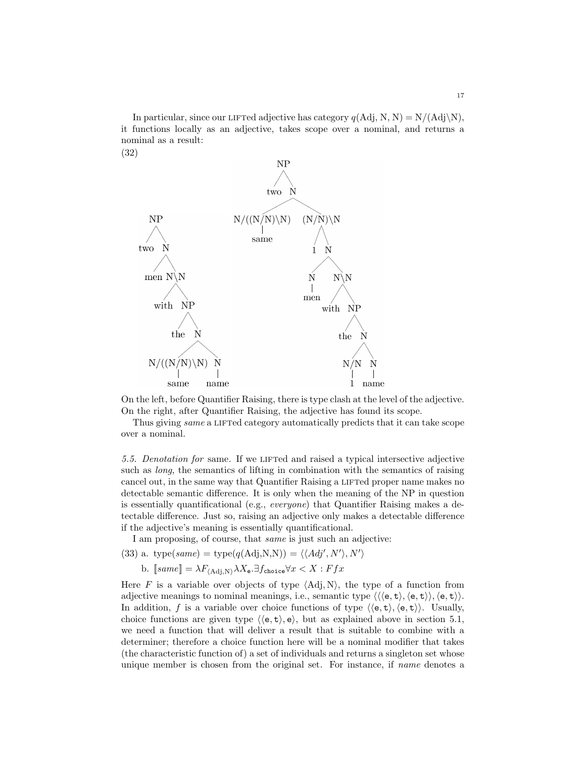In particular, since our LIFTed adjective has category $q(\text{Adj}, \text{N}, \text{N}) = \text{N}/(\text{Adj}\backslash\text{N})$, it functions locally as an adjective, takes scope over a nominal, and returns a nominal as a result:

(32)

```
Left tree:
[NP two [N men [N\N with [NP the [N [N/((N/N)\N) same] [N name]]]]]]

Right tree:
[NP two [N [N/((N/N)\N) same] [(N/N)\N 1 [N [N men] [N\N with [NP the [N [N/N 1] [N name]]]]]]]]
```

On the left, before Quantifier Raising, there is type clash at the level of the adjective. On the right, after Quantifier Raising, the adjective has found its scope.

Thus giving *same* a LIFTed category automatically predicts that it can take scope over a nominal.

*5.5. Denotation for* same. If we LIFTed and raised a typical intersective adjective such as *long*, the semantics of lifting in combination with the semantics of raising cancel out, in the same way that Quantifier Raising a LIFTed proper name makes no detectable semantic difference. It is only when the meaning of the NP in question is essentially quantificational (e.g., *everyone*) that Quantifier Raising makes a detectable difference. Just so, raising an adjective only makes a detectable difference if the adjective's meaning is essentially quantificational.

I am proposing, of course, that *same* is just such an adjective:

(33) a. $\text{type}(\textit{same}) = \text{type}(q(\text{Adj,N,N})) = \langle\langle \textit{Adj}', N'\rangle, N'\rangle$

b. $[\![\textit{same}]\!] = \lambda F_{\langle \text{Adj,N}\rangle}\lambda X_{\mathtt{e}}.\exists f_{\mathtt{choice}}\forall x < X : Ffx$

Here $F$ is a variable over objects of type $\langle \text{Adj}, \text{N}\rangle$, the type of a function from adjective meanings to nominal meanings, i.e., semantic type $\langle\langle\langle \mathtt{e},\mathtt{t}\rangle,\langle \mathtt{e},\mathtt{t}\rangle\rangle,\langle \mathtt{e},\mathtt{t}\rangle\rangle$. In addition, $f$ is a variable over choice functions of type $\langle\langle \mathtt{e},\mathtt{t}\rangle,\langle \mathtt{e},\mathtt{t}\rangle\rangle$. Usually, choice functions are given type $\langle\langle \mathtt{e},\mathtt{t}\rangle,\mathtt{e}\rangle$, but as explained above in section 5.1, we need a function that will deliver a result that is suitable to combine with a determiner; therefore a choice function here will be a nominal modifier that takes (the characteristic function of) a set of individuals and returns a singleton set whose unique member is chosen from the original set. For instance, if *name* denotes a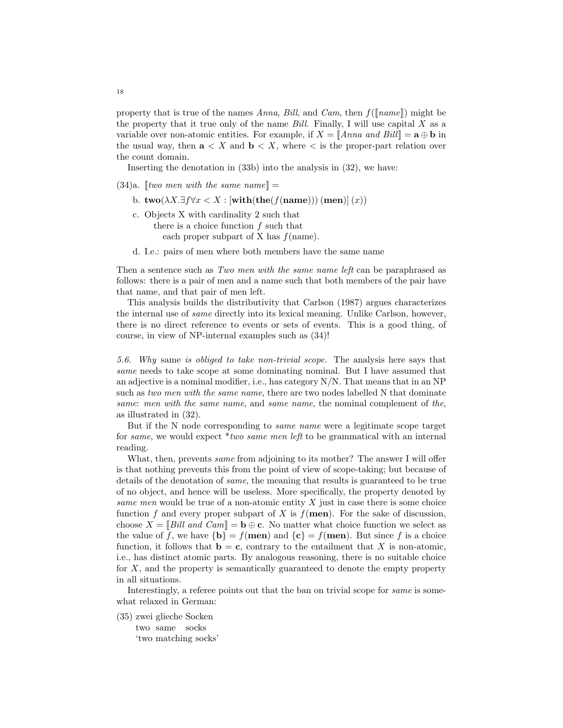property that is true of the names *Anna*, *Bill*, and *Cam*, then $f([\![name]\!])$ might be the property that it true only of the name *Bill*. Finally, I will use capital $X$ as a variable over non-atomic entities. For example, if $X = [\![\textit{Anna and Bill}]\!] = \mathbf{a} \oplus \mathbf{b}$ in the usual way, then $\mathbf{a} < X$ and $\mathbf{b} < X$, where $<$ is the proper-part relation over the count domain.

Inserting the denotation in (33b) into the analysis in (32), we have:

(34)a. $[\![\textit{two men with the same name}]\!] =$

b. $\mathbf{two}(\lambda X.\exists f \forall x < X : [\mathbf{with}(\mathbf{the}(f(\mathbf{name})))\,(\mathbf{men})]\,(x))$

c. Objects X with cardinality 2 such that
   there is a choice function $f$ such that
      each proper subpart of X has $f$(name).

d. I.e.: pairs of men where both members have the same name

Then a sentence such as *Two men with the same name left* can be paraphrased as follows: there is a pair of men and a name such that both members of the pair have that name, and that pair of men left.

This analysis builds the distributivity that Carlson (1987) argues characterizes the internal use of *same* directly into its lexical meaning. Unlike Carlson, however, there is no direct reference to events or sets of events. This is a good thing, of course, in view of NP-internal examples such as (34)!

*5.6. Why* same *is obliged to take non-trivial scope.* The analysis here says that *same* needs to take scope at some dominating nominal. But I have assumed that an adjective is a nominal modifier, i.e., has category N/N. That means that in an NP such as *two men with the same name*, there are two nodes labelled N that dominate *same*: *men with the same name*, and *same name*, the nominal complement of *the*, as illustrated in (32).

But if the N node corresponding to *same name* were a legitimate scope target for *same*, we would expect \**two same men left* to be grammatical with an internal reading.

What, then, prevents *same* from adjoining to its mother? The answer I will offer is that nothing prevents this from the point of view of scope-taking; but because of details of the denotation of *same*, the meaning that results is guaranteed to be true of no object, and hence will be useless. More specifically, the property denoted by *same men* would be true of a non-atomic entity $X$ just in case there is some choice function $f$ and every proper subpart of $X$ is $f(\mathbf{men})$. For the sake of discussion, choose $X = [\![\textit{Bill and Cam}]\!] = \mathbf{b} \oplus \mathbf{c}$. No matter what choice function we select as the value of $f$, we have $\{\mathbf{b}\} = f(\mathbf{men})$ and $\{\mathbf{c}\} = f(\mathbf{men})$. But since $f$ is a choice function, it follows that $\mathbf{b} = \mathbf{c}$, contrary to the entailment that $X$ is non-atomic, i.e., has distinct atomic parts. By analogous reasoning, there is no suitable choice for $X$, and the property is semantically guaranteed to denote the empty property in all situations.

Interestingly, a referee points out that the ban on trivial scope for *same* is somewhat relaxed in German:

(35) zwei glieche Socken
   two same socks
   'two matching socks'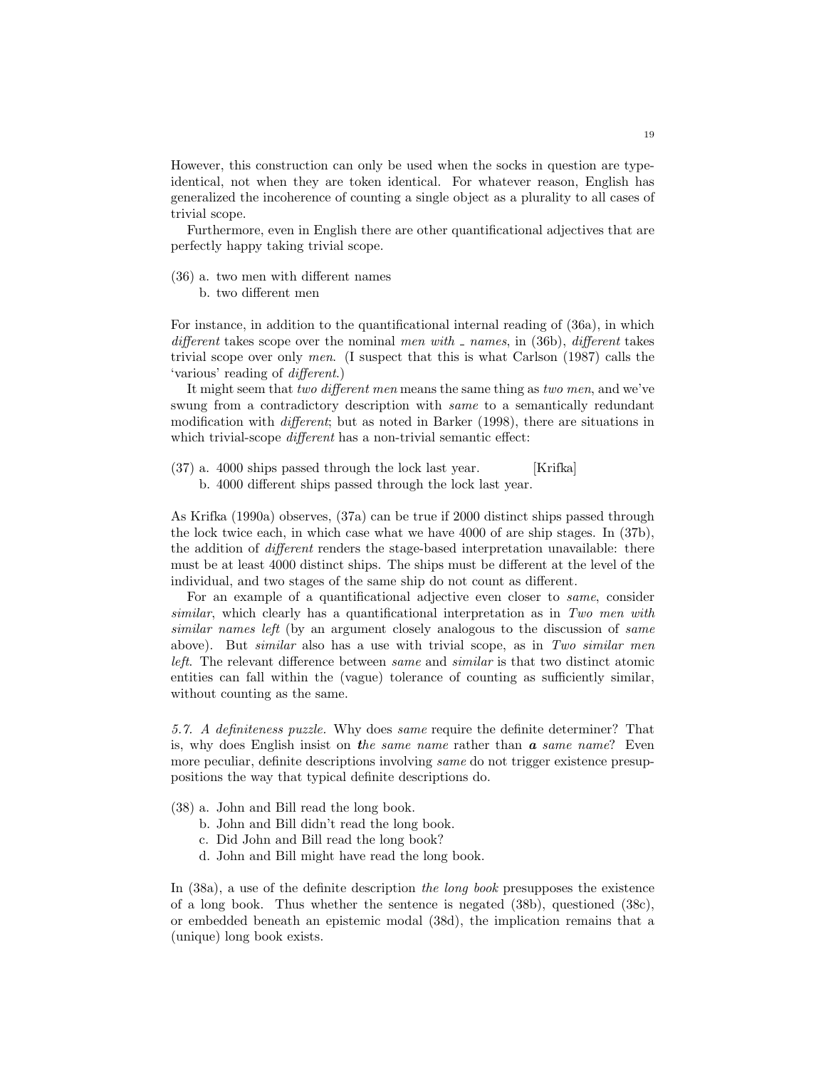However, this construction can only be used when the socks in question are type-identical, not when they are token identical. For whatever reason, English has generalized the incoherence of counting a single object as a plurality to all cases of trivial scope.

Furthermore, even in English there are other quantificational adjectives that are perfectly happy taking trivial scope.

(36) a. two men with different names
  b. two different men

For instance, in addition to the quantificational internal reading of (36a), in which *different* takes scope over the nominal *men with _ names*, in (36b), *different* takes trivial scope over only *men*. (I suspect that this is what Carlson (1987) calls the 'various' reading of *different*.)

It might seem that *two different men* means the same thing as *two men*, and we've swung from a contradictory description with *same* to a semantically redundant modification with *different*; but as noted in Barker (1998), there are situations in which trivial-scope *different* has a non-trivial semantic effect:

(37) a. 4000 ships passed through the lock last year. [Krifka]
  b. 4000 different ships passed through the lock last year.

As Krifka (1990a) observes, (37a) can be true if 2000 distinct ships passed through the lock twice each, in which case what we have 4000 of are ship stages. In (37b), the addition of *different* renders the stage-based interpretation unavailable: there must be at least 4000 distinct ships. The ships must be different at the level of the individual, and two stages of the same ship do not count as different.

For an example of a quantificational adjective even closer to *same*, consider *similar*, which clearly has a quantificational interpretation as in *Two men with similar names left* (by an argument closely analogous to the discussion of *same* above). But *similar* also has a use with trivial scope, as in *Two similar men left*. The relevant difference between *same* and *similar* is that two distinct atomic entities can fall within the (vague) tolerance of counting as sufficiently similar, without counting as the same.

*5.7. A definiteness puzzle.* Why does *same* require the definite determiner? That is, why does English insist on ***t****he same name* rather than ***a*** *same name*? Even more peculiar, definite descriptions involving *same* do not trigger existence presuppositions the way that typical definite descriptions do.

(38) a. John and Bill read the long book.
  b. John and Bill didn't read the long book.
  c. Did John and Bill read the long book?
  d. John and Bill might have read the long book.

In (38a), a use of the definite description *the long book* presupposes the existence of a long book. Thus whether the sentence is negated (38b), questioned (38c), or embedded beneath an epistemic modal (38d), the implication remains that a (unique) long book exists.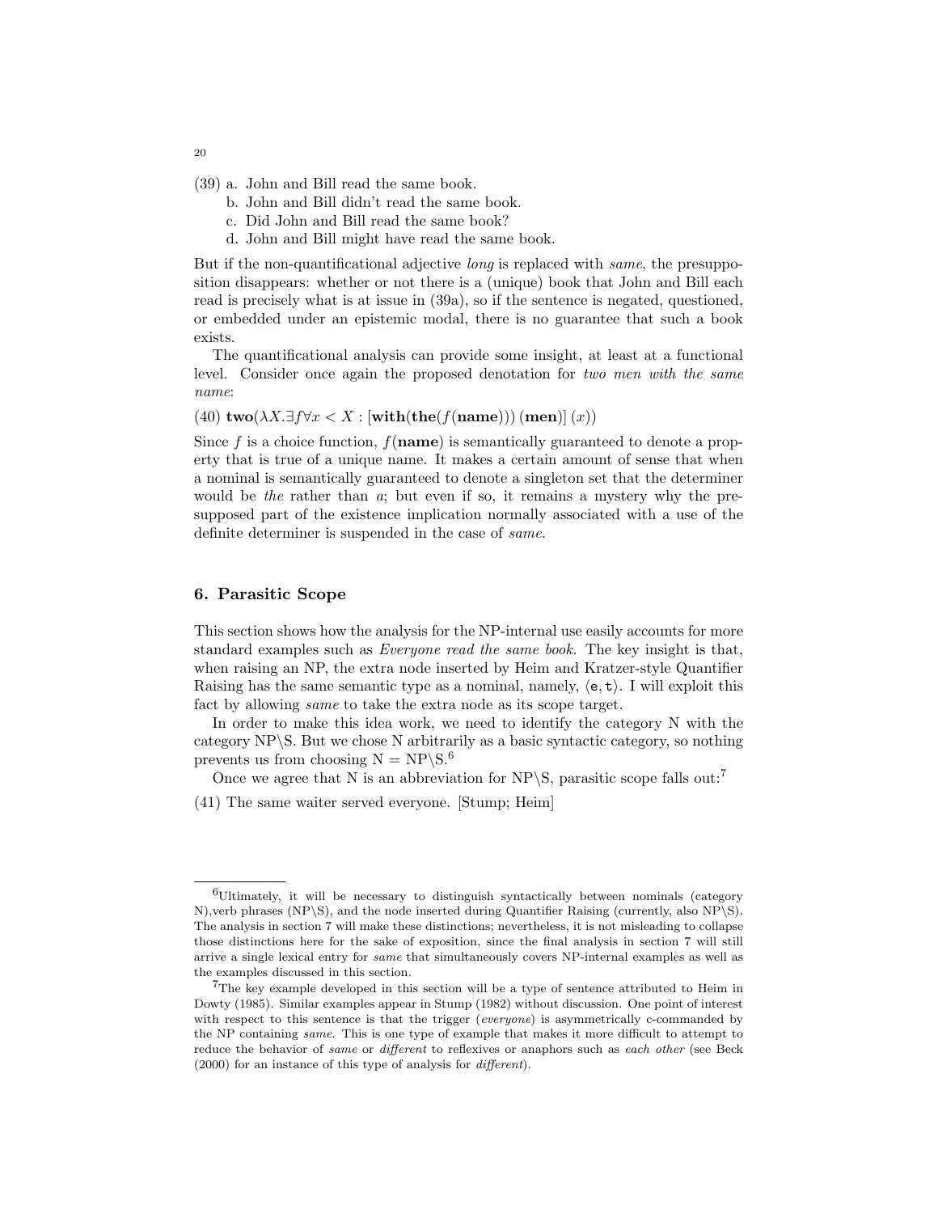(39) a. John and Bill read the same book.
   b. John and Bill didn't read the same book.
   c. Did John and Bill read the same book?
   d. John and Bill might have read the same book.

But if the non-quantificational adjective *long* is replaced with *same*, the presupposition disappears: whether or not there is a (unique) book that John and Bill each read is precisely what is at issue in (39a), so if the sentence is negated, questioned, or embedded under an epistemic modal, there is no guarantee that such a book exists.

The quantificational analysis can provide some insight, at least at a functional level. Consider once again the proposed denotation for *two men with the same name*:

(40) $\mathbf{two}(\lambda X.\exists f \forall x < X : [\mathbf{with}(\mathbf{the}(f(\mathbf{name})))\,(\mathbf{men})]\,(x))$

Since $f$ is a choice function, $f(\mathbf{name})$ is semantically guaranteed to denote a property that is true of a unique name. It makes a certain amount of sense that when a nominal is semantically guaranteed to denote a singleton set that the determiner would be *the* rather than *a*; but even if so, it remains a mystery why the presupposed part of the existence implication normally associated with a use of the definite determiner is suspended in the case of *same*.

## 6. Parasitic Scope

This section shows how the analysis for the NP-internal use easily accounts for more standard examples such as *Everyone read the same book.* The key insight is that, when raising an NP, the extra node inserted by Heim and Kratzer-style Quantifier Raising has the same semantic type as a nominal, namely, $\langle \mathtt{e}, \mathtt{t} \rangle$. I will exploit this fact by allowing *same* to take the extra node as its scope target.

In order to make this idea work, we need to identify the category N with the category NP\S. But we chose N arbitrarily as a basic syntactic category, so nothing prevents us from choosing N = NP\S.[6]

Once we agree that N is an abbreviation for NP\S, parasitic scope falls out:[7]

(41) The same waiter served everyone. [Stump; Heim]

---

[6]Ultimately, it will be necessary to distinguish syntactically between nominals (category N),verb phrases (NP\S), and the node inserted during Quantifier Raising (currently, also NP\S). The analysis in section 7 will make these distinctions; nevertheless, it is not misleading to collapse those distinctions here for the sake of exposition, since the final analysis in section 7 will still arrive a single lexical entry for *same* that simultaneously covers NP-internal examples as well as the examples discussed in this section.

[7]The key example developed in this section will be a type of sentence attributed to Heim in Dowty (1985). Similar examples appear in Stump (1982) without discussion. One point of interest with respect to this sentence is that the trigger (*everyone*) is asymmetrically c-commanded by the NP containing *same*. This is one type of example that makes it more difficult to attempt to reduce the behavior of *same* or *different* to reflexives or anaphors such as *each other* (see Beck (2000) for an instance of this type of analysis for *different*).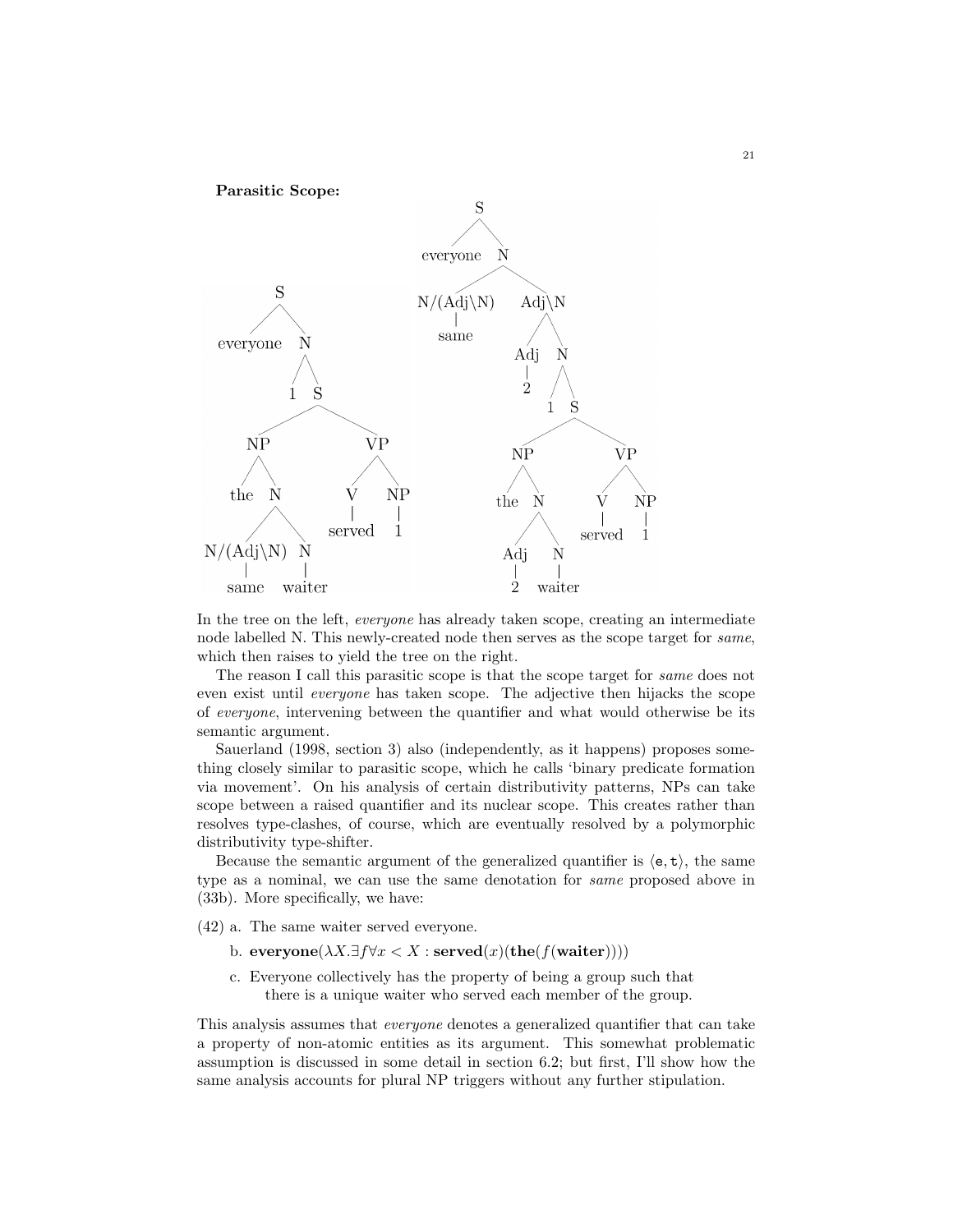**Parasitic Scope:**

```
[S everyone [N 1 [S [NP the [N [N/(Adj\N) same] [N waiter]]] [VP [V served] [NP 1]]]]]

[S everyone [N [N/(Adj\N) same] [Adj\N [Adj 2] [N 1 [S [NP the [N [Adj 2] [N waiter]]] [VP [V served] [NP 1]]]]]]]
```

In the tree on the left, *everyone* has already taken scope, creating an intermediate node labelled N. This newly-created node then serves as the scope target for *same*, which then raises to yield the tree on the right.

The reason I call this parasitic scope is that the scope target for *same* does not even exist until *everyone* has taken scope. The adjective then hijacks the scope of *everyone*, intervening between the quantifier and what would otherwise be its semantic argument.

Sauerland (1998, section 3) also (independently, as it happens) proposes something closely similar to parasitic scope, which he calls 'binary predicate formation via movement'. On his analysis of certain distributivity patterns, NPs can take scope between a raised quantifier and its nuclear scope. This creates rather than resolves type-clashes, of course, which are eventually resolved by a polymorphic distributivity type-shifter.

Because the semantic argument of the generalized quantifier is $\langle \mathtt{e}, \mathtt{t} \rangle$, the same type as a nominal, we can use the same denotation for *same* proposed above in (33b). More specifically, we have:

(42) a. The same waiter served everyone.

b. $\mathbf{everyone}(\lambda X.\exists f \forall x < X : \mathbf{served}(x)(\mathbf{the}(f(\mathbf{waiter}))))$

c. Everyone collectively has the property of being a group such that there is a unique waiter who served each member of the group.

This analysis assumes that *everyone* denotes a generalized quantifier that can take a property of non-atomic entities as its argument. This somewhat problematic assumption is discussed in some detail in section 6.2; but first, I'll show how the same analysis accounts for plural NP triggers without any further stipulation.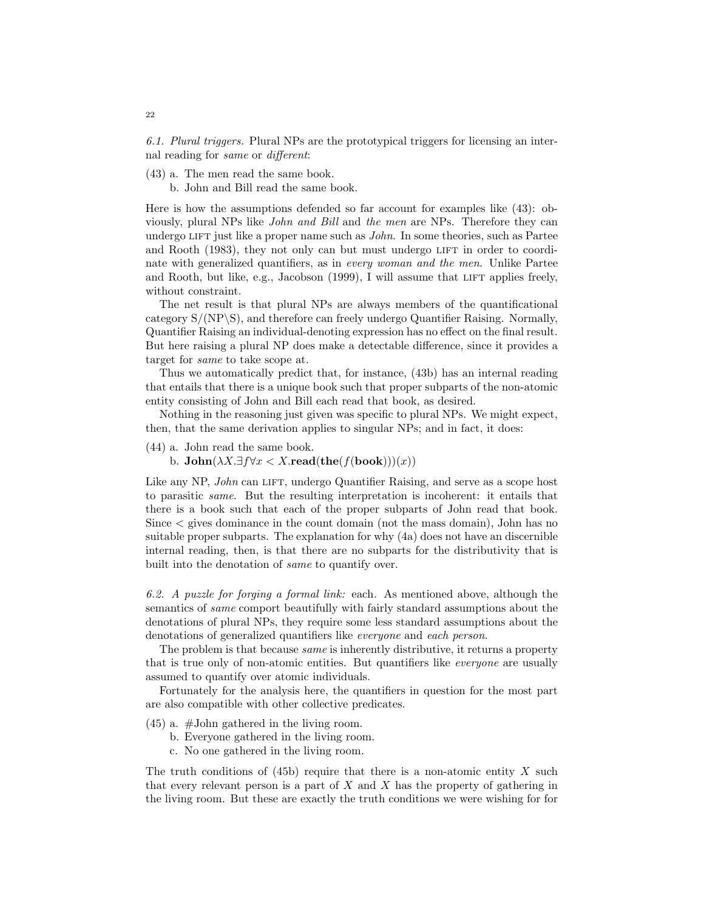*6.1. Plural triggers.* Plural NPs are the prototypical triggers for licensing an internal reading for *same* or *different*:

(43) a. The men read the same book.
  b. John and Bill read the same book.

Here is how the assumptions defended so far account for examples like (43): obviously, plural NPs like *John and Bill* and *the men* are NPs. Therefore they can undergo LIFT just like a proper name such as *John*. In some theories, such as Partee and Rooth (1983), they not only can but must undergo LIFT in order to coordinate with generalized quantifiers, as in *every woman and the men*. Unlike Partee and Rooth, but like, e.g., Jacobson (1999), I will assume that LIFT applies freely, without constraint.

The net result is that plural NPs are always members of the quantificational category S/(NP\S), and therefore can freely undergo Quantifier Raising. Normally, Quantifier Raising an individual-denoting expression has no effect on the final result. But here raising a plural NP does make a detectable difference, since it provides a target for *same* to take scope at.

Thus we automatically predict that, for instance, (43b) has an internal reading that entails that there is a unique book such that proper subparts of the non-atomic entity consisting of John and Bill each read that book, as desired.

Nothing in the reasoning just given was specific to plural NPs. We might expect, then, that the same derivation applies to singular NPs; and in fact, it does:

(44) a. John read the same book.
  b. $\mathbf{John}(\lambda X.\exists f \forall x < X.\mathbf{read}(\mathbf{the}(f(\mathbf{book})))(x))$

Like any NP, *John* can LIFT, undergo Quantifier Raising, and serve as a scope host to parasitic *same*. But the resulting interpretation is incoherent: it entails that there is a book such that each of the proper subparts of John read that book. Since $<$ gives dominance in the count domain (not the mass domain), John has no suitable proper subparts. The explanation for why (4a) does not have an discernible internal reading, then, is that there are no subparts for the distributivity that is built into the denotation of *same* to quantify over.

*6.2. A puzzle for forging a formal link:* each. As mentioned above, although the semantics of *same* comport beautifully with fairly standard assumptions about the denotations of plural NPs, they require some less standard assumptions about the denotations of generalized quantifiers like *everyone* and *each person*.

The problem is that because *same* is inherently distributive, it returns a property that is true only of non-atomic entities. But quantifiers like *everyone* are usually assumed to quantify over atomic individuals.

Fortunately for the analysis here, the quantifiers in question for the most part are also compatible with other collective predicates.

(45) a. #John gathered in the living room.
  b. Everyone gathered in the living room.
  c. No one gathered in the living room.

The truth conditions of (45b) require that there is a non-atomic entity $X$ such that every relevant person is a part of $X$ and $X$ has the property of gathering in the living room. But these are exactly the truth conditions we were wishing for for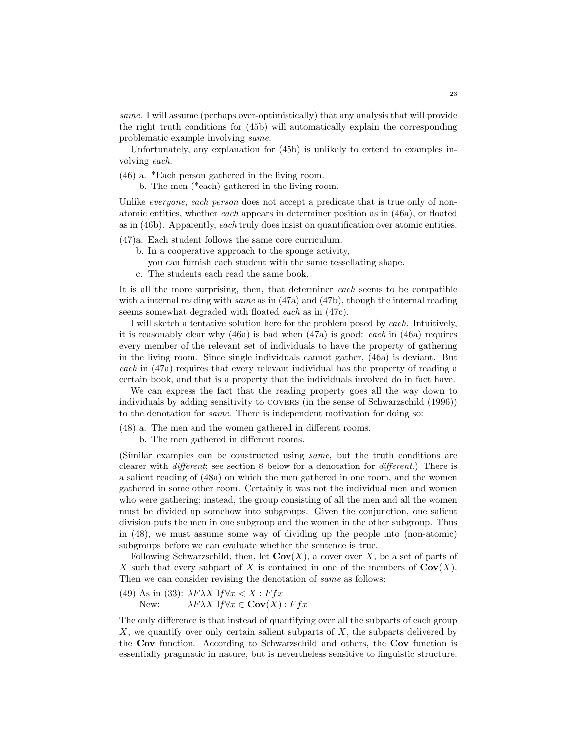*same*. I will assume (perhaps over-optimistically) that any analysis that will provide the right truth conditions for (45b) will automatically explain the corresponding problematic example involving *same*.

Unfortunately, any explanation for (45b) is unlikely to extend to examples involving *each*.

(46) a. *Each person gathered in the living room.
  b. The men (*each) gathered in the living room.

Unlike *everyone*, *each person* does not accept a predicate that is true only of non-atomic entities, whether *each* appears in determiner position as in (46a), or floated as in (46b). Apparently, *each* truly does insist on quantification over atomic entities.

(47)a. Each student follows the same core curriculum.
  b. In a cooperative approach to the sponge activity,
    you can furnish each student with the same tessellating shape.
  c. The students each read the same book.

It is all the more surprising, then, that determiner *each* seems to be compatible with a internal reading with *same* as in (47a) and (47b), though the internal reading seems somewhat degraded with floated *each* as in (47c).

I will sketch a tentative solution here for the problem posed by *each*. Intuitively, it is reasonably clear why (46a) is bad when (47a) is good: *each* in (46a) requires every member of the relevant set of individuals to have the property of gathering in the living room. Since single individuals cannot gather, (46a) is deviant. But *each* in (47a) requires that every relevant individual has the property of reading a certain book, and that is a property that the individuals involved do in fact have.

We can express the fact that the reading property goes all the way down to individuals by adding sensitivity to COVERS (in the sense of Schwarzschild (1996)) to the denotation for *same*. There is independent motivation for doing so:

(48) a. The men and the women gathered in different rooms.
  b. The men gathered in different rooms.

(Similar examples can be constructed using *same*, but the truth conditions are clearer with *different*; see section 8 below for a denotation for *different*.) There is a salient reading of (48a) on which the men gathered in one room, and the women gathered in some other room. Certainly it was not the individual men and women who were gathering; instead, the group consisting of all the men and all the women must be divided up somehow into subgroups. Given the conjunction, one salient division puts the men in one subgroup and the women in the other subgroup. Thus in (48), we must assume some way of dividing up the people into (non-atomic) subgroups before we can evaluate whether the sentence is true.

Following Schwarzschild, then, let $\mathbf{Cov}(X)$, a cover over $X$, be a set of parts of $X$ such that every subpart of $X$ is contained in one of the members of $\mathbf{Cov}(X)$. Then we can consider revising the denotation of *same* as follows:

(49) As in (33): $\lambda F \lambda X \exists f \forall x < X : Ffx$
  New: $\lambda F \lambda X \exists f \forall x \in \mathbf{Cov}(X) : Ffx$

The only difference is that instead of quantifying over all the subparts of each group $X$, we quantify over only certain salient subparts of $X$, the subparts delivered by the **Cov** function. According to Schwarzschild and others, the **Cov** function is essentially pragmatic in nature, but is nevertheless sensitive to linguistic structure.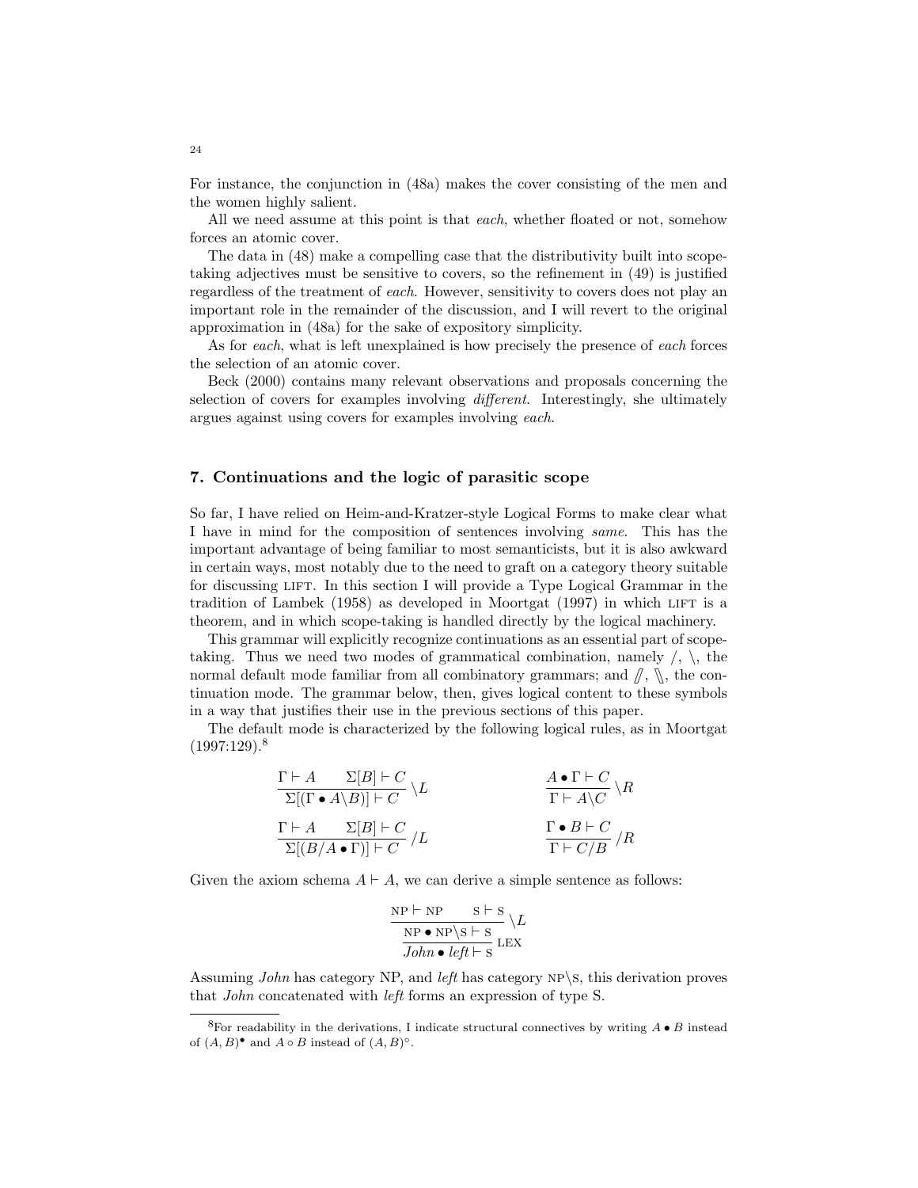For instance, the conjunction in (48a) makes the cover consisting of the men and the women highly salient.

All we need assume at this point is that *each*, whether floated or not, somehow forces an atomic cover.

The data in (48) make a compelling case that the distributivity built into scope-taking adjectives must be sensitive to covers, so the refinement in (49) is justified regardless of the treatment of *each*. However, sensitivity to covers does not play an important role in the remainder of the discussion, and I will revert to the original approximation in (48a) for the sake of expository simplicity.

As for *each*, what is left unexplained is how precisely the presence of *each* forces the selection of an atomic cover.

Beck (2000) contains many relevant observations and proposals concerning the selection of covers for examples involving *different*. Interestingly, she ultimately argues against using covers for examples involving *each*.

## 7. Continuations and the logic of parasitic scope

So far, I have relied on Heim-and-Kratzer-style Logical Forms to make clear what I have in mind for the composition of sentences involving *same*. This has the important advantage of being familiar to most semanticists, but it is also awkward in certain ways, most notably due to the need to graft on a category theory suitable for discussing LIFT. In this section I will provide a Type Logical Grammar in the tradition of Lambek (1958) as developed in Moortgat (1997) in which LIFT is a theorem, and in which scope-taking is handled directly by the logical machinery.

This grammar will explicitly recognize continuations as an essential part of scope-taking. Thus we need two modes of grammatical combination, namely $/$, $\backslash$, the normal default mode familiar from all combinatory grammars; and $/\!\!/$, $\backslash\!\!\backslash$, the continuation mode. The grammar below, then, gives logical content to these symbols in a way that justifies their use in the previous sections of this paper.

The default mode is characterized by the following logical rules, as in Moortgat (1997:129).[8]

$$\frac{\Gamma \vdash A \qquad \Sigma[B] \vdash C}{\Sigma[(\Gamma \bullet A\backslash B)] \vdash C}\,\backslash L \qquad\qquad \frac{A \bullet \Gamma \vdash C}{\Gamma \vdash A\backslash C}\,\backslash R$$

$$\frac{\Gamma \vdash A \qquad \Sigma[B] \vdash C}{\Sigma[(B/A \bullet \Gamma)] \vdash C}\,/L \qquad\qquad \frac{\Gamma \bullet B \vdash C}{\Gamma \vdash C/B}\,/R$$

Given the axiom schema $A \vdash A$, we can derive a simple sentence as follows:

$$\cfrac{\cfrac{\text{NP} \vdash \text{NP} \qquad \text{S} \vdash \text{S}}{\text{NP} \bullet \text{NP}\backslash\text{S} \vdash \text{S}}\,\backslash L}{\textit{John} \bullet \textit{left} \vdash \text{S}}\,\text{LEX}$$

Assuming *John* has category NP, and *left* has category NP$\backslash$S, this derivation proves that *John* concatenated with *left* forms an expression of type S.

[8] For readability in the derivations, I indicate structural connectives by writing $A \bullet B$ instead of $(A, B)^{\bullet}$ and $A \circ B$ instead of $(A, B)^{\circ}$.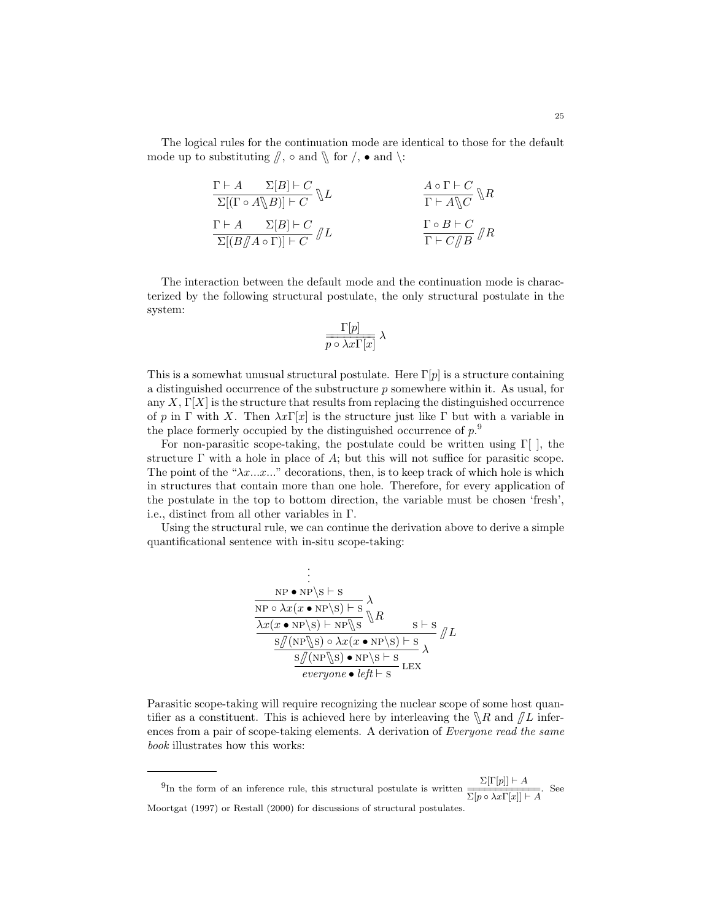The logical rules for the continuation mode are identical to those for the default mode up to substituting $/\!\!/$, $\circ$ and $\backslash\!\!\backslash$ for $/$, $\bullet$ and $\backslash$:

$$\frac{\Gamma \vdash A \qquad \Sigma[B] \vdash C}{\Sigma[(\Gamma \circ A \backslash\!\!\backslash B)] \vdash C} \backslash\!\!\backslash L \qquad\qquad \frac{A \circ \Gamma \vdash C}{\Gamma \vdash A \backslash\!\!\backslash C} \backslash\!\!\backslash R$$

$$\frac{\Gamma \vdash A \qquad \Sigma[B] \vdash C}{\Sigma[(B /\!\!/ A \circ \Gamma)] \vdash C} /\!\!/ L \qquad\qquad \frac{\Gamma \circ B \vdash C}{\Gamma \vdash C /\!\!/ B} /\!\!/ R$$

The interaction between the default mode and the continuation mode is characterized by the following structural postulate, the only structural postulate in the system:

$$\frac{\Gamma[p]}{p \circ \lambda x \Gamma[x]} \lambda$$

This is a somewhat unusual structural postulate. Here $\Gamma[p]$ is a structure containing a distinguished occurrence of the substructure $p$ somewhere within it. As usual, for any $X$, $\Gamma[X]$ is the structure that results from replacing the distinguished occurrence of $p$ in $\Gamma$ with $X$. Then $\lambda x \Gamma[x]$ is the structure just like $\Gamma$ but with a variable in the place formerly occupied by the distinguished occurrence of $p$.[9]

For non-parasitic scope-taking, the postulate could be written using $\Gamma[\ ]$, the structure $\Gamma$ with a hole in place of $A$; but this will not suffice for parasitic scope. The point of the "$\lambda x ... x ...$" decorations, then, is to keep track of which hole is which in structures that contain more than one hole. Therefore, for every application of the postulate in the top to bottom direction, the variable must be chosen 'fresh', i.e., distinct from all other variables in $\Gamma$.

Using the structural rule, we can continue the derivation above to derive a simple quantificational sentence with in-situ scope-taking:

$$\dfrac{\dfrac{\dfrac{\dfrac{\vdots}{\text{NP} \bullet \text{NP}\backslash\text{S} \vdash \text{S}}}{\text{NP} \circ \lambda x(x \bullet \text{NP}\backslash\text{S}) \vdash \text{S}} \lambda}{\lambda x(x \bullet \text{NP}\backslash\text{S}) \vdash \text{NP}\backslash\!\!\backslash\text{S}} \backslash\!\!\backslash R \qquad \text{S} \vdash \text{S}}{\dfrac{\dfrac{\text{S} /\!\!/ (\text{NP}\backslash\!\!\backslash\text{S}) \circ \lambda x(x \bullet \text{NP}\backslash\text{S}) \vdash \text{S}}{\text{S} /\!\!/ (\text{NP}\backslash\!\!\backslash\text{S}) \bullet \text{NP}\backslash\text{S} \vdash \text{S}} \lambda}{\textit{everyone} \bullet \textit{left} \vdash \text{S}} \text{LEX}} /\!\!/ L$$

Parasitic scope-taking will require recognizing the nuclear scope of some host quantifier as a constituent. This is achieved here by interleaving the $\backslash\!\!\backslash R$ and $/\!\!/ L$ inferences from a pair of scope-taking elements. A derivation of *Everyone read the same book* illustrates how this works:

---

[9] In the form of an inference rule, this structural postulate is written $\dfrac{\Sigma[\Gamma[p]] \vdash A}{\Sigma[p \circ \lambda x \Gamma[x]] \vdash A}$. See Moortgat (1997) or Restall (2000) for discussions of structural postulates.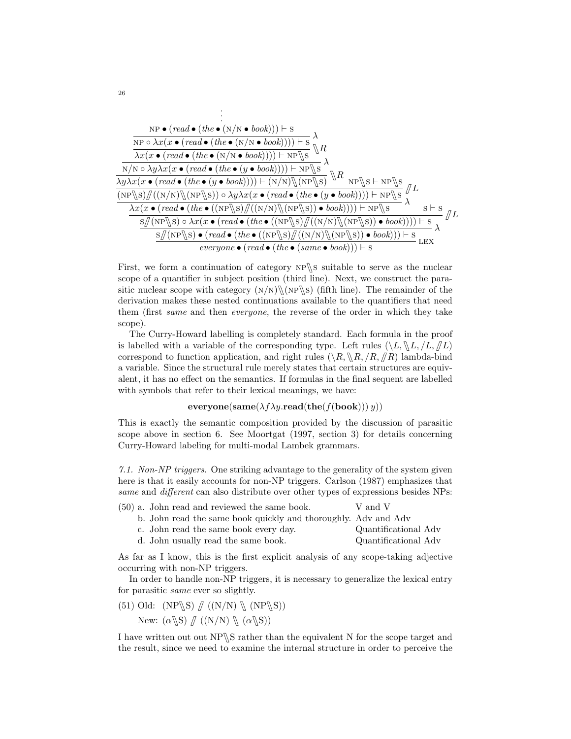$$
\dfrac{\dfrac{\dfrac{\dfrac{\dfrac{\dfrac{\dfrac{\dfrac{\dfrac{\vdots}{\text{NP} \bullet (\textit{read} \bullet (\textit{the} \bullet (\text{N/N} \bullet \textit{book}))) \vdash \text{S}}}{\text{NP} \circ \lambda x(x \bullet (\textit{read} \bullet (\textit{the} \bullet (\text{N/N} \bullet \textit{book})))) \vdash \text{S}}\,\lambda}{\lambda x(x \bullet (\textit{read} \bullet (\textit{the} \bullet (\text{N/N} \bullet \textit{book})))) \vdash \text{NP}\backslash\!\!\backslash\text{S}}\,\backslash\!\!\backslash R}{\text{N/N} \circ \lambda y \lambda x(x \bullet (\textit{read} \bullet (\textit{the} \bullet (y \bullet \textit{book})))) \vdash \text{NP}\backslash\!\!\backslash\text{S}}\,\lambda}{\lambda y \lambda x(x \bullet (\textit{read} \bullet (\textit{the} \bullet (y \bullet \textit{book})))) \vdash (\text{N/N})\backslash\!\!\backslash(\text{NP}\backslash\!\!\backslash\text{S})}\,\backslash\!\!\backslash R \quad \text{NP}\backslash\!\!\backslash\text{S} \vdash \text{NP}\backslash\!\!\backslash\text{S}}{(\text{NP}\backslash\!\!\backslash\text{S})/\!\!/((\text{N/N})\backslash\!\!\backslash(\text{NP}\backslash\!\!\backslash\text{S})) \circ \lambda y \lambda x(x \bullet (\textit{read} \bullet (\textit{the} \bullet (y \bullet \textit{book})))) \vdash \text{NP}\backslash\!\!\backslash\text{S}}\,/\!\!/L}{\lambda x(x \bullet (\textit{read} \bullet (\textit{the} \bullet ((\text{NP}\backslash\!\!\backslash\text{S})/\!\!/((\text{N/N})\backslash\!\!\backslash(\text{NP}\backslash\!\!\backslash\text{S})) \bullet \textit{book})))) \vdash \text{NP}\backslash\!\!\backslash\text{S}}\,\lambda \quad \text{S} \vdash \text{S}}{\text{S}/\!\!/(\text{NP}\backslash\!\!\backslash\text{S}) \circ \lambda x(x \bullet (\textit{read} \bullet (\textit{the} \bullet ((\text{NP}\backslash\!\!\backslash\text{S})/\!\!/((\text{N/N})\backslash\!\!\backslash(\text{NP}\backslash\!\!\backslash\text{S})) \bullet \textit{book})))) \vdash \text{S}}\,/\!\!/L}{\text{S}/\!\!/(\text{NP}\backslash\!\!\backslash\text{S}) \bullet (\textit{read} \bullet (\textit{the} \bullet ((\text{NP}\backslash\!\!\backslash\text{S})/\!\!/((\text{N/N})\backslash\!\!\backslash(\text{NP}\backslash\!\!\backslash\text{S})) \bullet \textit{book}))) \vdash \text{S}}\,\lambda}{\textit{everyone} \bullet (\textit{read} \bullet (\textit{the} \bullet (\textit{same} \bullet \textit{book}))) \vdash \text{S}}\,\text{LEX}
$$

First, we form a continuation of category $\text{NP}\backslash\!\!\backslash\text{S}$ suitable to serve as the nuclear scope of a quantifier in subject position (third line). Next, we construct the parasitic nuclear scope with category $(\text{N/N})\backslash\!\!\backslash(\text{NP}\backslash\!\!\backslash\text{S})$ (fifth line). The remainder of the derivation makes these nested continuations available to the quantifiers that need them (first *same* and then *everyone*, the reverse of the order in which they take scope).

The Curry-Howard labelling is completely standard. Each formula in the proof is labelled with a variable of the corresponding type. Left rules $(\backslash L, \backslash\!\!\backslash L, /L, /\!\!/L)$ correspond to function application, and right rules $(\backslash R, \backslash\!\!\backslash R, /R, /\!\!/R)$ lambda-bind a variable. Since the structural rule merely states that certain structures are equivalent, it has no effect on the semantics. If formulas in the final sequent are labelled with symbols that refer to their lexical meanings, we have:

$$\textbf{everyone}(\textbf{same}(\lambda f \lambda y.\textbf{read}(\textbf{the}(f(\textbf{book})))\, y))$$

This is exactly the semantic composition provided by the discussion of parasitic scope above in section 6. See Moortgat (1997, section 3) for details concerning Curry-Howard labeling for multi-modal Lambek grammars.

*7.1. Non-NP triggers.* One striking advantage to the generality of the system given here is that it easily accounts for non-NP triggers. Carlson (1987) emphasizes that *same* and *different* can also distribute over other types of expressions besides NPs:

(50) a. John read and reviewed the same book. — V and V
b. John read the same book quickly and thoroughly. — Adv and Adv
c. John read the same book every day. — Quantificational Adv
d. John usually read the same book. — Quantificational Adv

As far as I know, this is the first explicit analysis of any scope-taking adjective occurring with non-NP triggers.

In order to handle non-NP triggers, it is necessary to generalize the lexical entry for parasitic *same* ever so slightly.

(51) Old: $(\text{NP}\backslash\!\!\backslash\text{S}) /\!\!/ ((\text{N/N}) \backslash\!\!\backslash (\text{NP}\backslash\!\!\backslash\text{S}))$

New: $(\alpha\backslash\!\!\backslash\text{S}) /\!\!/ ((\text{N/N}) \backslash\!\!\backslash (\alpha\backslash\!\!\backslash\text{S}))$

I have written out out $\text{NP}\backslash\!\!\backslash\text{S}$ rather than the equivalent N for the scope target and the result, since we need to examine the internal structure in order to perceive the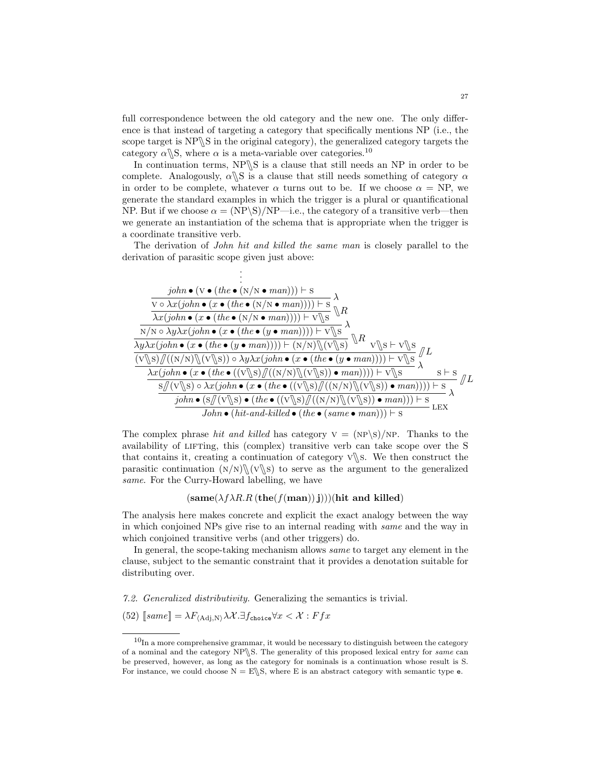full correspondence between the old category and the new one. The only difference is that instead of targeting a category that specifically mentions NP (i.e., the scope target is NP$\backslash\!\!\backslash$S in the original category), the generalized category targets the category $\alpha\backslash\!\!\backslash$S, where $\alpha$ is a meta-variable over categories.[10]

In continuation terms, NP$\backslash\!\!\backslash$S is a clause that still needs an NP in order to be complete. Analogously, $\alpha\backslash\!\!\backslash$S is a clause that still needs something of category $\alpha$ in order to be complete, whatever $\alpha$ turns out to be. If we choose $\alpha$ = NP, we generate the standard examples in which the trigger is a plural or quantificational NP. But if we choose $\alpha$ = (NP$\backslash$S)/NP—i.e., the category of a transitive verb—then we generate an instantiation of the schema that is appropriate when the trigger is a coordinate transitive verb.

The derivation of *John hit and killed the same man* is closely parallel to the derivation of parasitic scope given just above:

$$
\dfrac{\dfrac{\dfrac{\dfrac{\dfrac{\dfrac{\dfrac{\dfrac{\vdots}{john \bullet (\text{V} \bullet (the \bullet (\text{N/N} \bullet man))) \vdash \text{S}}}{\text{V} \circ \lambda x(john \bullet (x \bullet (the \bullet (\text{N/N} \bullet man)))) \vdash \text{S}}\lambda}{\lambda x(john \bullet (x \bullet (the \bullet (\text{N/N} \bullet man)))) \vdash \text{V}\backslash\!\!\backslash\text{S}}\backslash\!\!\backslash R}{\text{N/N} \circ \lambda y \lambda x(john \bullet (x \bullet (the \bullet (y \bullet man)))) \vdash \text{V}\backslash\!\!\backslash\text{S}}\lambda}{\lambda y \lambda x(john \bullet (x \bullet (the \bullet (y \bullet man)))) \vdash (\text{N/N})\backslash\!\!\backslash(\text{V}\backslash\!\!\backslash\text{S})}\backslash\!\!\backslash R \quad \text{V}\backslash\!\!\backslash\text{S} \vdash \text{V}\backslash\!\!\backslash\text{S}}{(\text{V}\backslash\!\!\backslash\text{S})/\!\!/((\text{N/N})\backslash\!\!\backslash(\text{V}\backslash\!\!\backslash\text{S})) \circ \lambda y \lambda x(john \bullet (x \bullet (the \bullet (y \bullet man)))) \vdash \text{V}\backslash\!\!\backslash\text{S}}/\!\!/ L}{\lambda x(john \bullet (x \bullet (the \bullet ((\text{V}\backslash\!\!\backslash\text{S})/\!\!/((\text{N/N})\backslash\!\!\backslash(\text{V}\backslash\!\!\backslash\text{S})) \bullet man)))) \vdash \text{V}\backslash\!\!\backslash\text{S}}\lambda \quad \text{S} \vdash \text{S}}{\dfrac{\dfrac{\text{S}/\!\!/(\text{V}\backslash\!\!\backslash\text{S}) \circ \lambda x(john \bullet (x \bullet (the \bullet ((\text{V}\backslash\!\!\backslash\text{S})/\!\!/((\text{N/N})\backslash\!\!\backslash(\text{V}\backslash\!\!\backslash\text{S})) \bullet man)))) \vdash \text{S}}{john \bullet (\text{S}/\!\!/(\text{V}\backslash\!\!\backslash\text{S}) \bullet (the \bullet ((\text{V}\backslash\!\!\backslash\text{S})/\!\!/((\text{N/N})\backslash\!\!\backslash(\text{V}\backslash\!\!\backslash\text{S})) \bullet man))) \vdash \text{S}}\lambda}{John \bullet (hit\text{-}and\text{-}killed \bullet (the \bullet (same \bullet man))) \vdash \text{S}}\text{LEX}}/\!\!/ L
$$

The complex phrase *hit and killed* has category V = (NP$\backslash$S)/NP. Thanks to the availability of LIFTing, this (complex) transitive verb can take scope over the S that contains it, creating a continuation of category V$\backslash\!\!\backslash$S. We then construct the parasitic continuation (N/N)$\backslash\!\!\backslash$(V$\backslash\!\!\backslash$S) to serve as the argument to the generalized *same*. For the Curry-Howard labelling, we have

$$(\textbf{same}(\lambda f \lambda R.R\,(\textbf{the}(f(\textbf{man}))\,\textbf{j})))(\textbf{hit and killed})$$

The analysis here makes concrete and explicit the exact analogy between the way in which conjoined NPs give rise to an internal reading with *same* and the way in which conjoined transitive verbs (and other triggers) do.

In general, the scope-taking mechanism allows *same* to target any element in the clause, subject to the semantic constraint that it provides a denotation suitable for distributing over.

*7.2. Generalized distributivity.* Generalizing the semantics is trivial.

(52) $[\![same]\!] = \lambda F_{\langle \text{Adj,N} \rangle} \lambda \mathcal{X}. \exists f_{\texttt{choice}} \forall x < \mathcal{X} : F f x$

[10] In a more comprehensive grammar, it would be necessary to distinguish between the category of a nominal and the category NP$\backslash\!\!\backslash$S. The generality of this proposed lexical entry for *same* can be preserved, however, as long as the category for nominals is a continuation whose result is S. For instance, we could choose N = E$\backslash\!\!\backslash$S, where E is an abstract category with semantic type $\texttt{e}$.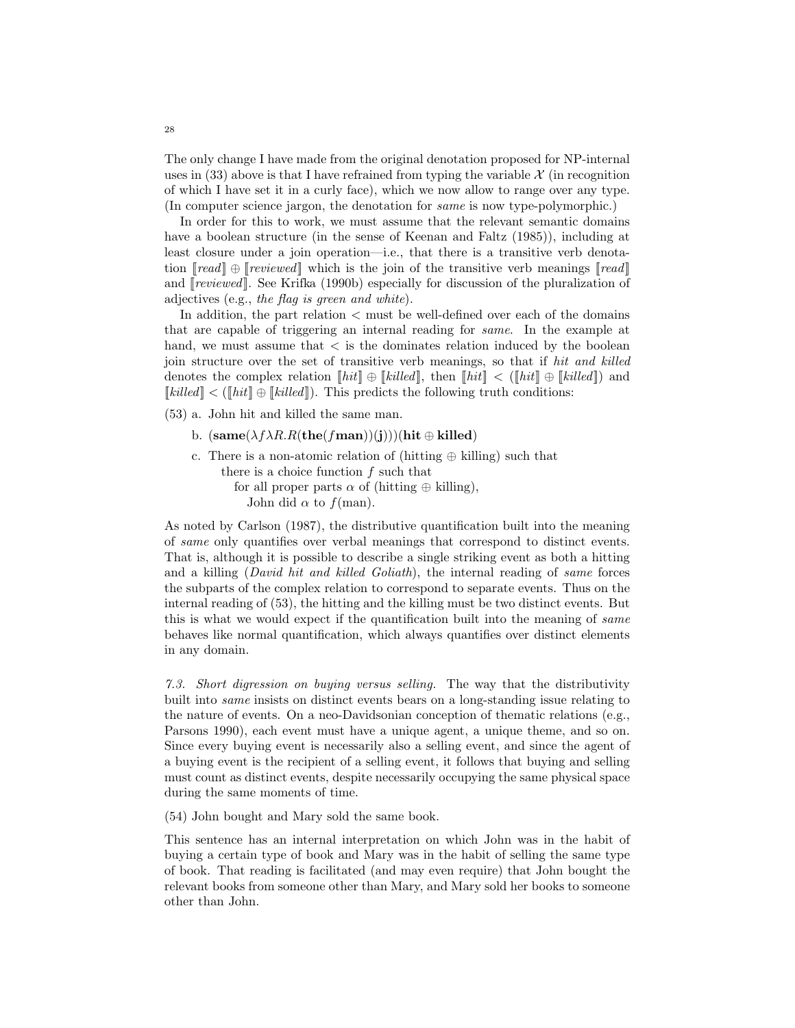The only change I have made from the original denotation proposed for NP-internal uses in (33) above is that I have refrained from typing the variable $\mathcal{X}$ (in recognition of which I have set it in a curly face), which we now allow to range over any type. (In computer science jargon, the denotation for *same* is now type-polymorphic.)

In order for this to work, we must assume that the relevant semantic domains have a boolean structure (in the sense of Keenan and Faltz (1985)), including at least closure under a join operation—i.e., that there is a transitive verb denotation $[\![read]\!] \oplus [\![reviewed]\!]$ which is the join of the transitive verb meanings $[\![read]\!]$ and $[\![reviewed]\!]$. See Krifka (1990b) especially for discussion of the pluralization of adjectives (e.g., *the flag is green and white*).

In addition, the part relation $<$ must be well-defined over each of the domains that are capable of triggering an internal reading for *same*. In the example at hand, we must assume that $<$ is the dominates relation induced by the boolean join structure over the set of transitive verb meanings, so that if *hit and killed* denotes the complex relation $[\![hit]\!] \oplus [\![killed]\!]$, then $[\![hit]\!] < ([\![hit]\!] \oplus [\![killed]\!])$ and $[\![killed]\!] < ([\![hit]\!] \oplus [\![killed]\!])$. This predicts the following truth conditions:

(53) a. John hit and killed the same man.

b. $(\mathbf{same}(\lambda f \lambda R.R(\mathbf{the}(f\mathbf{man}))(\mathbf{j})))(\mathbf{hit} \oplus \mathbf{killed})$

c. There is a non-atomic relation of (hitting $\oplus$ killing) such that
   there is a choice function $f$ such that
      for all proper parts $\alpha$ of (hitting $\oplus$ killing),
         John did $\alpha$ to $f$(man).

As noted by Carlson (1987), the distributive quantification built into the meaning of *same* only quantifies over verbal meanings that correspond to distinct events. That is, although it is possible to describe a single striking event as both a hitting and a killing (*David hit and killed Goliath*), the internal reading of *same* forces the subparts of the complex relation to correspond to separate events. Thus on the internal reading of (53), the hitting and the killing must be two distinct events. But this is what we would expect if the quantification built into the meaning of *same* behaves like normal quantification, which always quantifies over distinct elements in any domain.

*7.3. Short digression on buying versus selling.* The way that the distributivity built into *same* insists on distinct events bears on a long-standing issue relating to the nature of events. On a neo-Davidsonian conception of thematic relations (e.g., Parsons 1990), each event must have a unique agent, a unique theme, and so on. Since every buying event is necessarily also a selling event, and since the agent of a buying event is the recipient of a selling event, it follows that buying and selling must count as distinct events, despite necessarily occupying the same physical space during the same moments of time.

(54) John bought and Mary sold the same book.

This sentence has an internal interpretation on which John was in the habit of buying a certain type of book and Mary was in the habit of selling the same type of book. That reading is facilitated (and may even require) that John bought the relevant books from someone other than Mary, and Mary sold her books to someone other than John.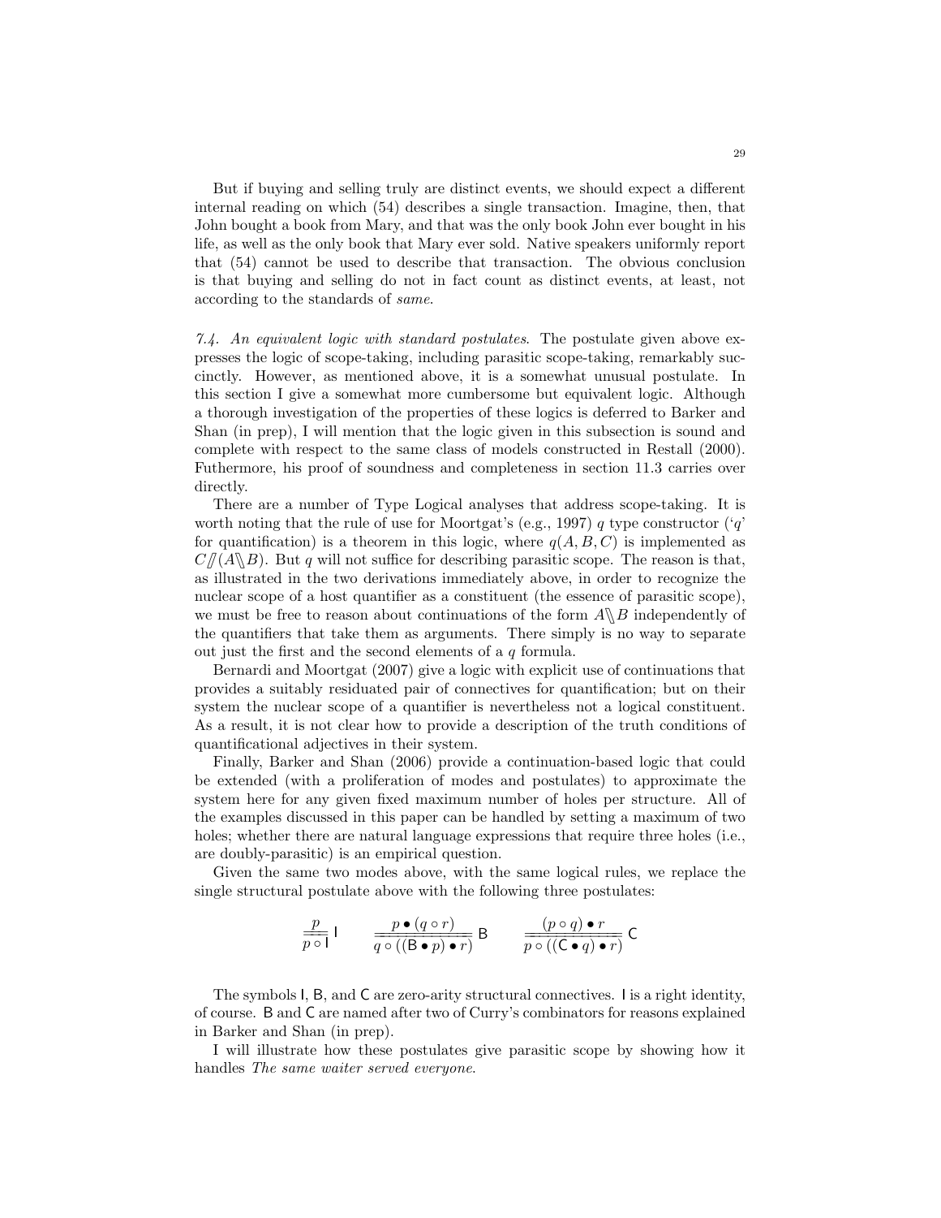But if buying and selling truly are distinct events, we should expect a different internal reading on which (54) describes a single transaction. Imagine, then, that John bought a book from Mary, and that was the only book John ever bought in his life, as well as the only book that Mary ever sold. Native speakers uniformly report that (54) cannot be used to describe that transaction. The obvious conclusion is that buying and selling do not in fact count as distinct events, at least, not according to the standards of *same*.

*7.4. An equivalent logic with standard postulates*. The postulate given above expresses the logic of scope-taking, including parasitic scope-taking, remarkably succinctly. However, as mentioned above, it is a somewhat unusual postulate. In this section I give a somewhat more cumbersome but equivalent logic. Although a thorough investigation of the properties of these logics is deferred to Barker and Shan (in prep), I will mention that the logic given in this subsection is sound and complete with respect to the same class of models constructed in Restall (2000). Futhermore, his proof of soundness and completeness in section 11.3 carries over directly.

There are a number of Type Logical analyses that address scope-taking. It is worth noting that the rule of use for Moortgat's (e.g., 1997) $q$ type constructor ('$q$' for quantification) is a theorem in this logic, where $q(A, B, C)$ is implemented as $C /\!\!/ (A \backslash\!\!\backslash B)$. But $q$ will not suffice for describing parasitic scope. The reason is that, as illustrated in the two derivations immediately above, in order to recognize the nuclear scope of a host quantifier as a constituent (the essence of parasitic scope), we must be free to reason about continuations of the form $A \backslash\!\!\backslash B$ independently of the quantifiers that take them as arguments. There simply is no way to separate out just the first and the second elements of a $q$ formula.

Bernardi and Moortgat (2007) give a logic with explicit use of continuations that provides a suitably residuated pair of connectives for quantification; but on their system the nuclear scope of a quantifier is nevertheless not a logical constituent. As a result, it is not clear how to provide a description of the truth conditions of quantificational adjectives in their system.

Finally, Barker and Shan (2006) provide a continuation-based logic that could be extended (with a proliferation of modes and postulates) to approximate the system here for any given fixed maximum number of holes per structure. All of the examples discussed in this paper can be handled by setting a maximum of two holes; whether there are natural language expressions that require three holes (i.e., are doubly-parasitic) is an empirical question.

Given the same two modes above, with the same logical rules, we replace the single structural postulate above with the following three postulates:

$$\frac{p}{\overline{p \circ \mathsf{I}}}\ \mathsf{I} \qquad \frac{p \bullet (q \circ r)}{\overline{q \circ ((\mathsf{B} \bullet p) \bullet r)}}\ \mathsf{B} \qquad \frac{(p \circ q) \bullet r}{\overline{p \circ ((\mathsf{C} \bullet q) \bullet r)}}\ \mathsf{C}$$

The symbols $\mathsf{I}$, $\mathsf{B}$, and $\mathsf{C}$ are zero-arity structural connectives. $\mathsf{I}$ is a right identity, of course. $\mathsf{B}$ and $\mathsf{C}$ are named after two of Curry's combinators for reasons explained in Barker and Shan (in prep).

I will illustrate how these postulates give parasitic scope by showing how it handles *The same waiter served everyone*.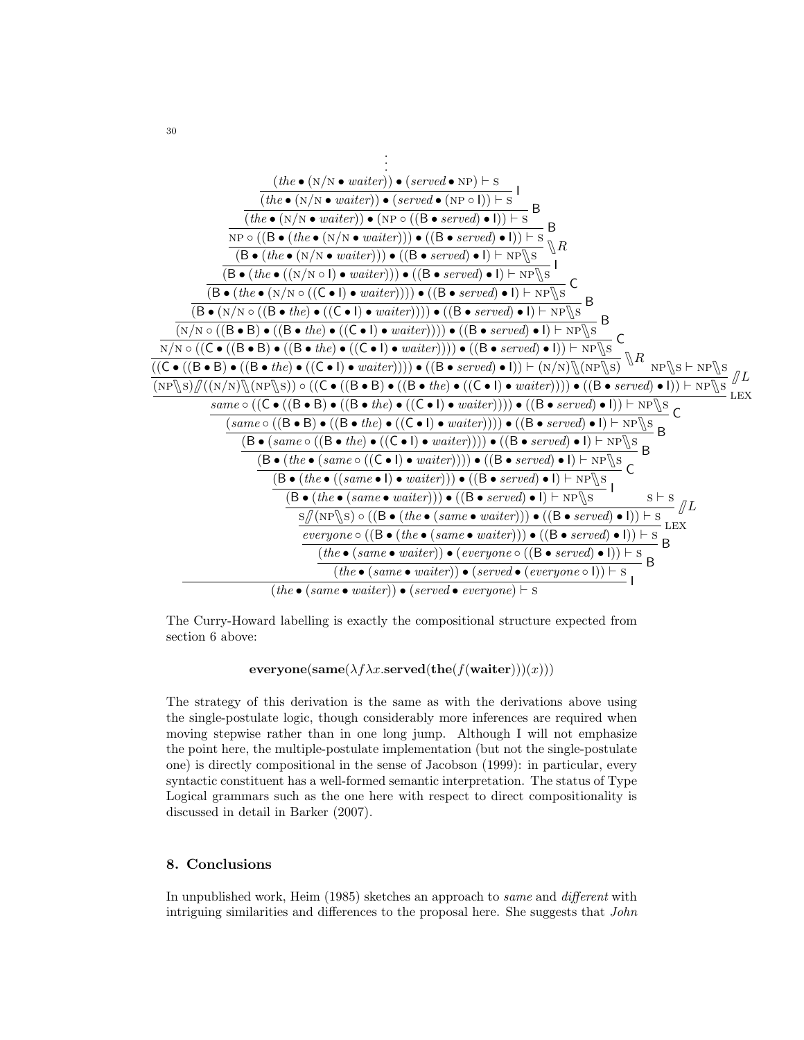$$
\begin{array}{ll}
\vdots & \\
(\mathit{the} \bullet (\textsc{n/n} \bullet \mathit{waiter})) \bullet (\mathit{served} \bullet \textsc{np}) \vdash \textsc{s} & \\
\hline
(\mathit{the} \bullet (\textsc{n/n} \bullet \mathit{waiter})) \bullet (\mathit{served} \bullet (\textsc{np} \circ \mathsf{I})) \vdash \textsc{s} & \mathsf{I} \\
\hline
(\mathit{the} \bullet (\textsc{n/n} \bullet \mathit{waiter})) \bullet (\textsc{np} \circ ((\mathsf{B} \bullet \mathit{served}) \bullet \mathsf{I})) \vdash \textsc{s} & \mathsf{B} \\
\hline
\textsc{np} \circ ((\mathsf{B} \bullet (\mathit{the} \bullet (\textsc{n/n} \bullet \mathit{waiter}))) \bullet ((\mathsf{B} \bullet \mathit{served}) \bullet \mathsf{I})) \vdash \textsc{s} & \mathsf{B} \\
\hline
(\mathsf{B} \bullet (\mathit{the} \bullet (\textsc{n/n} \bullet \mathit{waiter}))) \bullet ((\mathsf{B} \bullet \mathit{served}) \bullet \mathsf{I}) \vdash \textsc{np}\backslash\!\!\backslash\textsc{s} & \backslash\!\!\backslash R \\
\hline
(\mathsf{B} \bullet (\mathit{the} \bullet ((\textsc{n/n} \circ \mathsf{I}) \bullet \mathit{waiter}))) \bullet ((\mathsf{B} \bullet \mathit{served}) \bullet \mathsf{I}) \vdash \textsc{np}\backslash\!\!\backslash\textsc{s} & \mathsf{I} \\
\hline
(\mathsf{B} \bullet (\mathit{the} \bullet (\textsc{n/n} \circ ((\mathsf{C} \bullet \mathsf{I}) \bullet \mathit{waiter})))) \bullet ((\mathsf{B} \bullet \mathit{served}) \bullet \mathsf{I}) \vdash \textsc{np}\backslash\!\!\backslash\textsc{s} & \mathsf{C} \\
\hline
(\mathsf{B} \bullet (\textsc{n/n} \circ ((\mathsf{B} \bullet \mathit{the}) \bullet ((\mathsf{C} \bullet \mathsf{I}) \bullet \mathit{waiter})))) \bullet ((\mathsf{B} \bullet \mathit{served}) \bullet \mathsf{I}) \vdash \textsc{np}\backslash\!\!\backslash\textsc{s} & \mathsf{B} \\
\hline
(\textsc{n/n} \circ ((\mathsf{B} \bullet \mathsf{B}) \bullet ((\mathsf{B} \bullet \mathit{the}) \bullet ((\mathsf{C} \bullet \mathsf{I}) \bullet \mathit{waiter})))) \bullet ((\mathsf{B} \bullet \mathit{served}) \bullet \mathsf{I}) \vdash \textsc{np}\backslash\!\!\backslash\textsc{s} & \mathsf{B} \\
\hline
\textsc{n/n} \circ ((\mathsf{C} \bullet ((\mathsf{B} \bullet \mathsf{B}) \bullet ((\mathsf{B} \bullet \mathit{the}) \bullet ((\mathsf{C} \bullet \mathsf{I}) \bullet \mathit{waiter})))) \bullet ((\mathsf{B} \bullet \mathit{served}) \bullet \mathsf{I})) \vdash \textsc{np}\backslash\!\!\backslash\textsc{s} & \mathsf{C} \\
\hline
((\mathsf{C} \bullet ((\mathsf{B} \bullet \mathsf{B}) \bullet ((\mathsf{B} \bullet \mathit{the}) \bullet ((\mathsf{C} \bullet \mathsf{I}) \bullet \mathit{waiter})))) \bullet ((\mathsf{B} \bullet \mathit{served}) \bullet \mathsf{I})) \vdash (\textsc{n/n})\backslash\!\!\backslash(\textsc{np}\backslash\!\!\backslash\textsc{s}) \qquad \textsc{np}\backslash\!\!\backslash\textsc{s} \vdash \textsc{np}\backslash\!\!\backslash\textsc{s} & \backslash\!\!\backslash R \\
\hline
(\textsc{np}\backslash\!\!\backslash\textsc{s})/\!\!/((\textsc{n/n})\backslash\!\!\backslash(\textsc{np}\backslash\!\!\backslash\textsc{s})) \circ ((\mathsf{C} \bullet ((\mathsf{B} \bullet \mathsf{B}) \bullet ((\mathsf{B} \bullet \mathit{the}) \bullet ((\mathsf{C} \bullet \mathsf{I}) \bullet \mathit{waiter})))) \bullet ((\mathsf{B} \bullet \mathit{served}) \bullet \mathsf{I})) \vdash \textsc{np}\backslash\!\!\backslash\textsc{s} & /\!\!/L \\
\hline
\mathit{same} \circ ((\mathsf{C} \bullet ((\mathsf{B} \bullet \mathsf{B}) \bullet ((\mathsf{B} \bullet \mathit{the}) \bullet ((\mathsf{C} \bullet \mathsf{I}) \bullet \mathit{waiter})))) \bullet ((\mathsf{B} \bullet \mathit{served}) \bullet \mathsf{I})) \vdash \textsc{np}\backslash\!\!\backslash\textsc{s} & \textsc{lex} \\
\hline
(\mathit{same} \circ ((\mathsf{B} \bullet \mathsf{B}) \bullet ((\mathsf{B} \bullet \mathit{the}) \bullet ((\mathsf{C} \bullet \mathsf{I}) \bullet \mathit{waiter})))) \bullet ((\mathsf{B} \bullet \mathit{served}) \bullet \mathsf{I}) \vdash \textsc{np}\backslash\!\!\backslash\textsc{s} & \mathsf{C} \\
\hline
(\mathsf{B} \bullet (\mathit{same} \circ ((\mathsf{B} \bullet \mathit{the}) \bullet ((\mathsf{C} \bullet \mathsf{I}) \bullet \mathit{waiter})))) \bullet ((\mathsf{B} \bullet \mathit{served}) \bullet \mathsf{I}) \vdash \textsc{np}\backslash\!\!\backslash\textsc{s} & \mathsf{B} \\
\hline
(\mathsf{B} \bullet (\mathit{the} \bullet (\mathit{same} \circ ((\mathsf{C} \bullet \mathsf{I}) \bullet \mathit{waiter})))) \bullet ((\mathsf{B} \bullet \mathit{served}) \bullet \mathsf{I}) \vdash \textsc{np}\backslash\!\!\backslash\textsc{s} & \mathsf{B} \\
\hline
(\mathsf{B} \bullet (\mathit{the} \bullet ((\mathit{same} \bullet \mathsf{I}) \bullet \mathit{waiter}))) \bullet ((\mathsf{B} \bullet \mathit{served}) \bullet \mathsf{I}) \vdash \textsc{np}\backslash\!\!\backslash\textsc{s} & \mathsf{C} \\
\hline
(\mathsf{B} \bullet (\mathit{the} \bullet (\mathit{same} \bullet \mathit{waiter}))) \bullet ((\mathsf{B} \bullet \mathit{served}) \bullet \mathsf{I}) \vdash \textsc{np}\backslash\!\!\backslash\textsc{s} \qquad \textsc{s} \vdash \textsc{s} & \mathsf{I} \\
\hline
\textsc{s}/\!\!/(\textsc{np}\backslash\!\!\backslash\textsc{s}) \circ ((\mathsf{B} \bullet (\mathit{the} \bullet (\mathit{same} \bullet \mathit{waiter}))) \bullet ((\mathsf{B} \bullet \mathit{served}) \bullet \mathsf{I})) \vdash \textsc{s} & /\!\!/L \\
\hline
\mathit{everyone} \circ ((\mathsf{B} \bullet (\mathit{the} \bullet (\mathit{same} \bullet \mathit{waiter}))) \bullet ((\mathsf{B} \bullet \mathit{served}) \bullet \mathsf{I})) \vdash \textsc{s} & \textsc{lex} \\
\hline
(\mathit{the} \bullet (\mathit{same} \bullet \mathit{waiter})) \bullet (\mathit{everyone} \circ ((\mathsf{B} \bullet \mathit{served}) \bullet \mathsf{I})) \vdash \textsc{s} & \mathsf{B} \\
\hline
(\mathit{the} \bullet (\mathit{same} \bullet \mathit{waiter})) \bullet (\mathit{served} \bullet (\mathit{everyone} \circ \mathsf{I})) \vdash \textsc{s} & \mathsf{B} \\
\hline
(\mathit{the} \bullet (\mathit{same} \bullet \mathit{waiter})) \bullet (\mathit{served} \bullet \mathit{everyone}) \vdash \textsc{s} & \mathsf{I}
\end{array}
$$

The Curry-Howard labelling is exactly the compositional structure expected from section 6 above:

$$\mathbf{everyone}(\mathbf{same}(\lambda f \lambda x.\mathbf{served}(\mathbf{the}(f(\mathbf{waiter})))(x)))$$

The strategy of this derivation is the same as with the derivations above using the single-postulate logic, though considerably more inferences are required when moving stepwise rather than in one long jump. Although I will not emphasize the point here, the multiple-postulate implementation (but not the single-postulate one) is directly compositional in the sense of Jacobson (1999): in particular, every syntactic constituent has a well-formed semantic interpretation. The status of Type Logical grammars such as the one here with respect to direct compositionality is discussed in detail in Barker (2007).

## 8. Conclusions

In unpublished work, Heim (1985) sketches an approach to *same* and *different* with intriguing similarities and differences to the proposal here. She suggests that *John*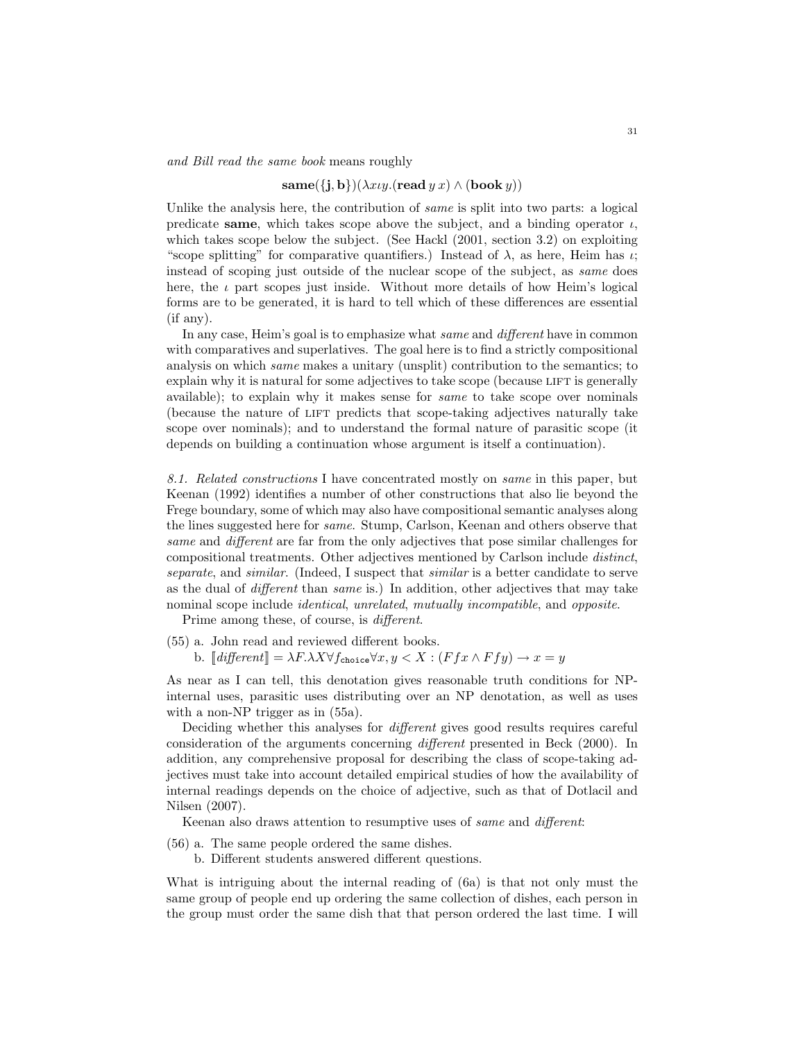*and Bill read the same book* means roughly

$$\textbf{same}(\{\textbf{j}, \textbf{b}\})(\lambda x \iota y.(\textbf{read}\, y\, x) \wedge (\textbf{book}\, y))$$

Unlike the analysis here, the contribution of *same* is split into two parts: a logical predicate **same**, which takes scope above the subject, and a binding operator $\iota$, which takes scope below the subject. (See Hackl (2001, section 3.2) on exploiting "scope splitting" for comparative quantifiers.) Instead of $\lambda$, as here, Heim has $\iota$; instead of scoping just outside of the nuclear scope of the subject, as *same* does here, the $\iota$ part scopes just inside. Without more details of how Heim's logical forms are to be generated, it is hard to tell which of these differences are essential (if any).

In any case, Heim's goal is to emphasize what *same* and *different* have in common with comparatives and superlatives. The goal here is to find a strictly compositional analysis on which *same* makes a unitary (unsplit) contribution to the semantics; to explain why it is natural for some adjectives to take scope (because LIFT is generally available); to explain why it makes sense for *same* to take scope over nominals (because the nature of LIFT predicts that scope-taking adjectives naturally take scope over nominals); and to understand the formal nature of parasitic scope (it depends on building a continuation whose argument is itself a continuation).

*8.1. Related constructions* I have concentrated mostly on *same* in this paper, but Keenan (1992) identifies a number of other constructions that also lie beyond the Frege boundary, some of which may also have compositional semantic analyses along the lines suggested here for *same*. Stump, Carlson, Keenan and others observe that *same* and *different* are far from the only adjectives that pose similar challenges for compositional treatments. Other adjectives mentioned by Carlson include *distinct*, *separate*, and *similar*. (Indeed, I suspect that *similar* is a better candidate to serve as the dual of *different* than *same* is.) In addition, other adjectives that may take nominal scope include *identical*, *unrelated*, *mutually incompatible*, and *opposite*.

Prime among these, of course, is *different*.

(55) a. John read and reviewed different books.

b. $[\![\textit{different}]\!] = \lambda F.\lambda X \forall f_{\texttt{choice}} \forall x, y < X : (F f x \wedge F f y) \rightarrow x = y$

As near as I can tell, this denotation gives reasonable truth conditions for NP-internal uses, parasitic uses distributing over an NP denotation, as well as uses with a non-NP trigger as in (55a).

Deciding whether this analyses for *different* gives good results requires careful consideration of the arguments concerning *different* presented in Beck (2000). In addition, any comprehensive proposal for describing the class of scope-taking adjectives must take into account detailed empirical studies of how the availability of internal readings depends on the choice of adjective, such as that of Dotlacil and Nilsen (2007).

Keenan also draws attention to resumptive uses of *same* and *different*:

(56) a. The same people ordered the same dishes.

b. Different students answered different questions.

What is intriguing about the internal reading of (6a) is that not only must the same group of people end up ordering the same collection of dishes, each person in the group must order the same dish that that person ordered the last time. I will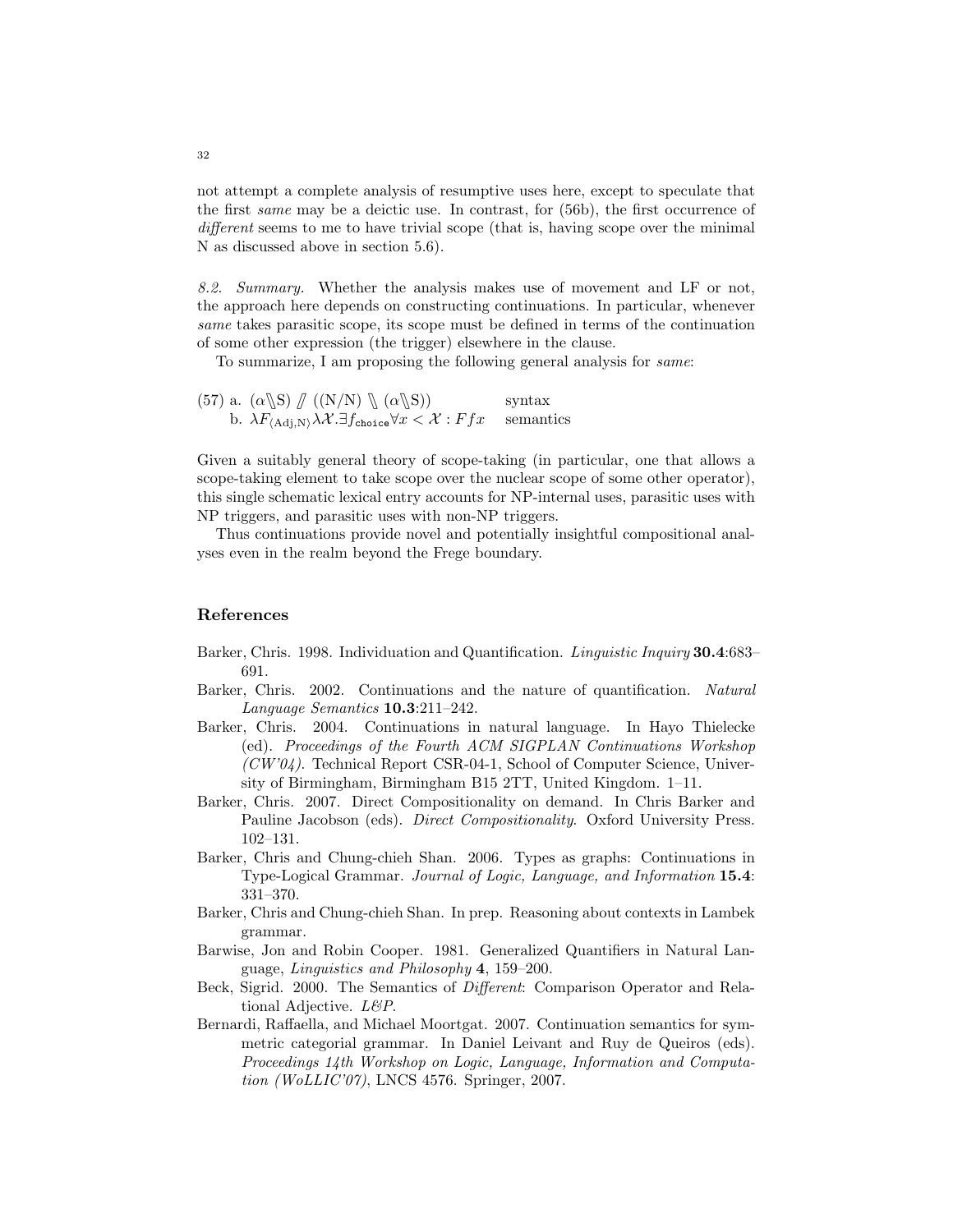not attempt a complete analysis of resumptive uses here, except to speculate that the first *same* may be a deictic use. In contrast, for (56b), the first occurrence of *different* seems to me to have trivial scope (that is, having scope over the minimal N as discussed above in section 5.6).

*8.2. Summary.* Whether the analysis makes use of movement and LF or not, the approach here depends on constructing continuations. In particular, whenever *same* takes parasitic scope, its scope must be defined in terms of the continuation of some other expression (the trigger) elsewhere in the clause.

To summarize, I am proposing the following general analysis for *same*:

(57) a. $(\alpha \backslash\!\!\backslash \mathrm{S}) \,/\!\!/\, ((\mathrm{N/N}) \,\backslash\!\!\backslash\, (\alpha \backslash\!\!\backslash \mathrm{S}))$ &nbsp;&nbsp;&nbsp;&nbsp; syntax
&nbsp;&nbsp;&nbsp;&nbsp;&nbsp;&nbsp;&nbsp;b. $\lambda F_{\langle \mathrm{Adj,N} \rangle} \lambda \mathcal{X}.\exists f_{\mathtt{choice}} \forall x < \mathcal{X} : F f x$ &nbsp;&nbsp;&nbsp;&nbsp; semantics

Given a suitably general theory of scope-taking (in particular, one that allows a scope-taking element to take scope over the nuclear scope of some other operator), this single schematic lexical entry accounts for NP-internal uses, parasitic uses with NP triggers, and parasitic uses with non-NP triggers.

Thus continuations provide novel and potentially insightful compositional analyses even in the realm beyond the Frege boundary.

## References

Barker, Chris. 1998. Individuation and Quantification. *Linguistic Inquiry* **30.4**:683–691.

Barker, Chris. 2002. Continuations and the nature of quantification. *Natural Language Semantics* **10.3**:211–242.

Barker, Chris. 2004. Continuations in natural language. In Hayo Thielecke (ed). *Proceedings of the Fourth ACM SIGPLAN Continuations Workshop (CW'04)*. Technical Report CSR-04-1, School of Computer Science, University of Birmingham, Birmingham B15 2TT, United Kingdom. 1–11.

Barker, Chris. 2007. Direct Compositionality on demand. In Chris Barker and Pauline Jacobson (eds). *Direct Compositionality*. Oxford University Press. 102–131.

Barker, Chris and Chung-chieh Shan. 2006. Types as graphs: Continuations in Type-Logical Grammar. *Journal of Logic, Language, and Information* **15.4**: 331–370.

Barker, Chris and Chung-chieh Shan. In prep. Reasoning about contexts in Lambek grammar.

Barwise, Jon and Robin Cooper. 1981. Generalized Quantifiers in Natural Language, *Linguistics and Philosophy* **4**, 159–200.

Beck, Sigrid. 2000. The Semantics of *Different*: Comparison Operator and Relational Adjective. *L&P*.

Bernardi, Raffaella, and Michael Moortgat. 2007. Continuation semantics for symmetric categorial grammar. In Daniel Leivant and Ruy de Queiros (eds). *Proceedings 14th Workshop on Logic, Language, Information and Computation (WoLLIC'07)*, LNCS 4576. Springer, 2007.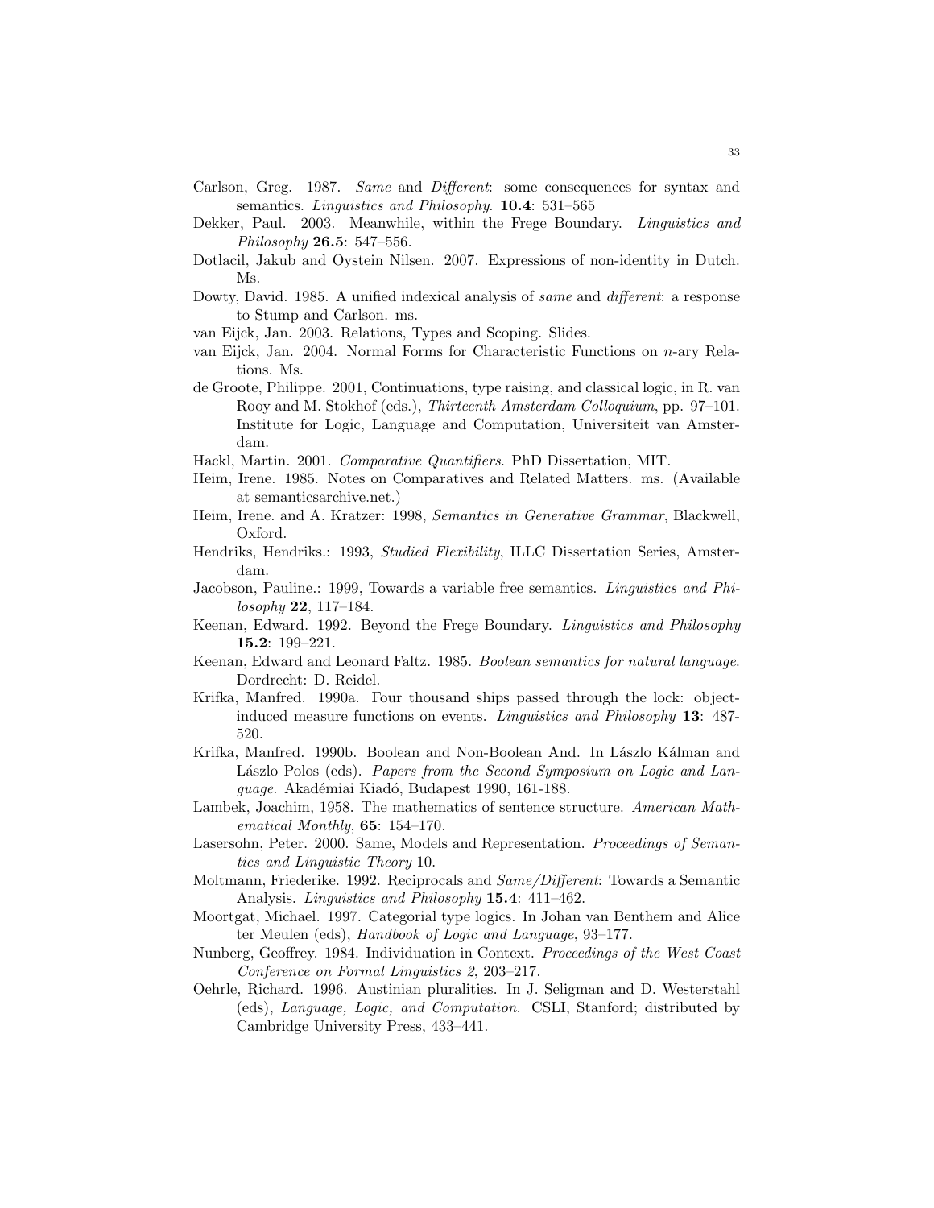Carlson, Greg. 1987. *Same* and *Different*: some consequences for syntax and semantics. *Linguistics and Philosophy*. **10.4**: 531–565

Dekker, Paul. 2003. Meanwhile, within the Frege Boundary. *Linguistics and Philosophy* **26.5**: 547–556.

Dotlacil, Jakub and Oystein Nilsen. 2007. Expressions of non-identity in Dutch. Ms.

Dowty, David. 1985. A unified indexical analysis of *same* and *different*: a response to Stump and Carlson. ms.

van Eijck, Jan. 2003. Relations, Types and Scoping. Slides.

van Eijck, Jan. 2004. Normal Forms for Characteristic Functions on $n$-ary Relations. Ms.

de Groote, Philippe. 2001, Continuations, type raising, and classical logic, in R. van Rooy and M. Stokhof (eds.), *Thirteenth Amsterdam Colloquium*, pp. 97–101. Institute for Logic, Language and Computation, Universiteit van Amsterdam.

Hackl, Martin. 2001. *Comparative Quantifiers*. PhD Dissertation, MIT.

Heim, Irene. 1985. Notes on Comparatives and Related Matters. ms. (Available at semanticsarchive.net.)

Heim, Irene. and A. Kratzer: 1998, *Semantics in Generative Grammar*, Blackwell, Oxford.

Hendriks, Hendriks.: 1993, *Studied Flexibility*, ILLC Dissertation Series, Amsterdam.

Jacobson, Pauline.: 1999, Towards a variable free semantics. *Linguistics and Philosophy* **22**, 117–184.

Keenan, Edward. 1992. Beyond the Frege Boundary. *Linguistics and Philosophy* **15.2**: 199–221.

Keenan, Edward and Leonard Faltz. 1985. *Boolean semantics for natural language*. Dordrecht: D. Reidel.

Krifka, Manfred. 1990a. Four thousand ships passed through the lock: object-induced measure functions on events. *Linguistics and Philosophy* **13**: 487-520.

Krifka, Manfred. 1990b. Boolean and Non-Boolean And. In Lászlo Kálman and Lászlo Polos (eds). *Papers from the Second Symposium on Logic and Language*. Akadémiai Kiadó, Budapest 1990, 161-188.

Lambek, Joachim, 1958. The mathematics of sentence structure. *American Mathematical Monthly*, **65**: 154–170.

Lasersohn, Peter. 2000. Same, Models and Representation. *Proceedings of Semantics and Linguistic Theory* 10.

Moltmann, Friederike. 1992. Reciprocals and *Same/Different*: Towards a Semantic Analysis. *Linguistics and Philosophy* **15.4**: 411–462.

Moortgat, Michael. 1997. Categorial type logics. In Johan van Benthem and Alice ter Meulen (eds), *Handbook of Logic and Language*, 93–177.

Nunberg, Geoffrey. 1984. Individuation in Context. *Proceedings of the West Coast Conference on Formal Linguistics 2*, 203–217.

Oehrle, Richard. 1996. Austinian pluralities. In J. Seligman and D. Westerstahl (eds), *Language, Logic, and Computation*. CSLI, Stanford; distributed by Cambridge University Press, 433–441.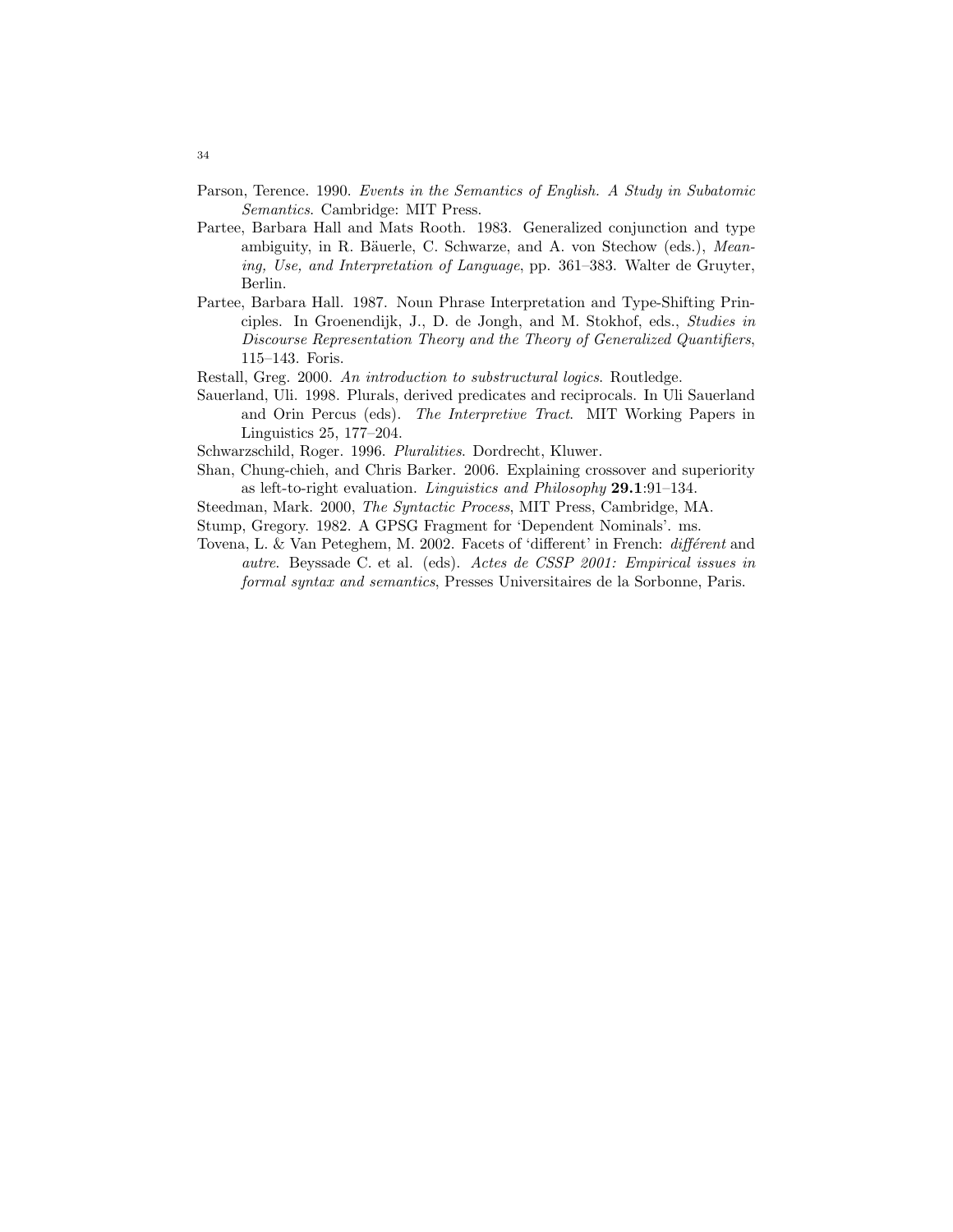Parson, Terence. 1990. *Events in the Semantics of English. A Study in Subatomic Semantics*. Cambridge: MIT Press.

Partee, Barbara Hall and Mats Rooth. 1983. Generalized conjunction and type ambiguity, in R. Bäuerle, C. Schwarze, and A. von Stechow (eds.), *Meaning, Use, and Interpretation of Language*, pp. 361–383. Walter de Gruyter, Berlin.

Partee, Barbara Hall. 1987. Noun Phrase Interpretation and Type-Shifting Principles. In Groenendijk, J., D. de Jongh, and M. Stokhof, eds., *Studies in Discourse Representation Theory and the Theory of Generalized Quantifiers*, 115–143. Foris.

Restall, Greg. 2000. *An introduction to substructural logics*. Routledge.

Sauerland, Uli. 1998. Plurals, derived predicates and reciprocals. In Uli Sauerland and Orin Percus (eds). *The Interpretive Tract*. MIT Working Papers in Linguistics 25, 177–204.

Schwarzschild, Roger. 1996. *Pluralities*. Dordrecht, Kluwer.

Shan, Chung-chieh, and Chris Barker. 2006. Explaining crossover and superiority as left-to-right evaluation. *Linguistics and Philosophy* **29.1**:91–134.

Steedman, Mark. 2000, *The Syntactic Process*, MIT Press, Cambridge, MA.

Stump, Gregory. 1982. A GPSG Fragment for 'Dependent Nominals'. ms.

Tovena, L. & Van Peteghem, M. 2002. Facets of 'different' in French: *différent* and *autre*. Beyssade C. et al. (eds). *Actes de CSSP 2001: Empirical issues in formal syntax and semantics*, Presses Universitaires de la Sorbonne, Paris.